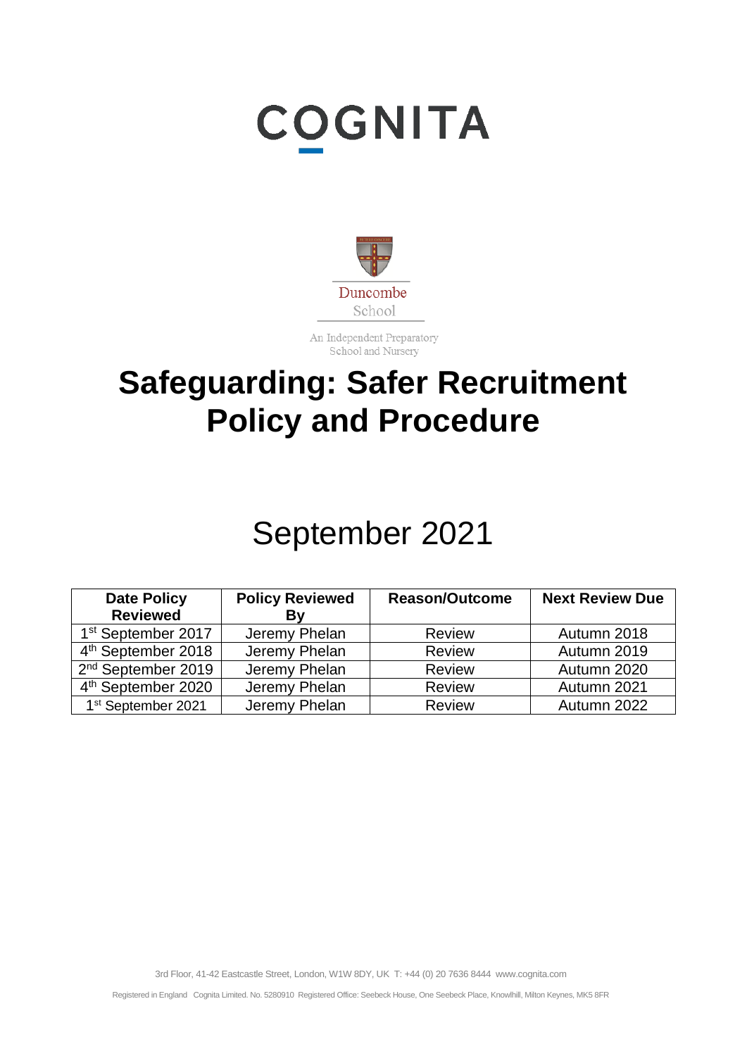COGNITA

Duncombe
School

An Independent Preparatory School and Nursery

# Safeguarding: Safer Recruitment Policy and Procedure

September 2021

| Date Policy Reviewed | Policy Reviewed By | Reason/Outcome | Next Review Due |
|---|---|---|---|
| 1st September 2017 | Jeremy Phelan | Review | Autumn 2018 |
| 4th September 2018 | Jeremy Phelan | Review | Autumn 2019 |
| 2nd September 2019 | Jeremy Phelan | Review | Autumn 2020 |
| 4th September 2020 | Jeremy Phelan | Review | Autumn 2021 |
| 1st September 2021 | Jeremy Phelan | Review | Autumn 2022 |

3rd Floor, 41-42 Eastcastle Street, London, W1W 8DY, UK T: +44 (0) 20 7636 8444 www.cognita.com

Registered in England Cognita Limited. No. 5280910 Registered Office: Seebeck House, One Seebeck Place, Knowlhill, Milton Keynes, MK5 8FR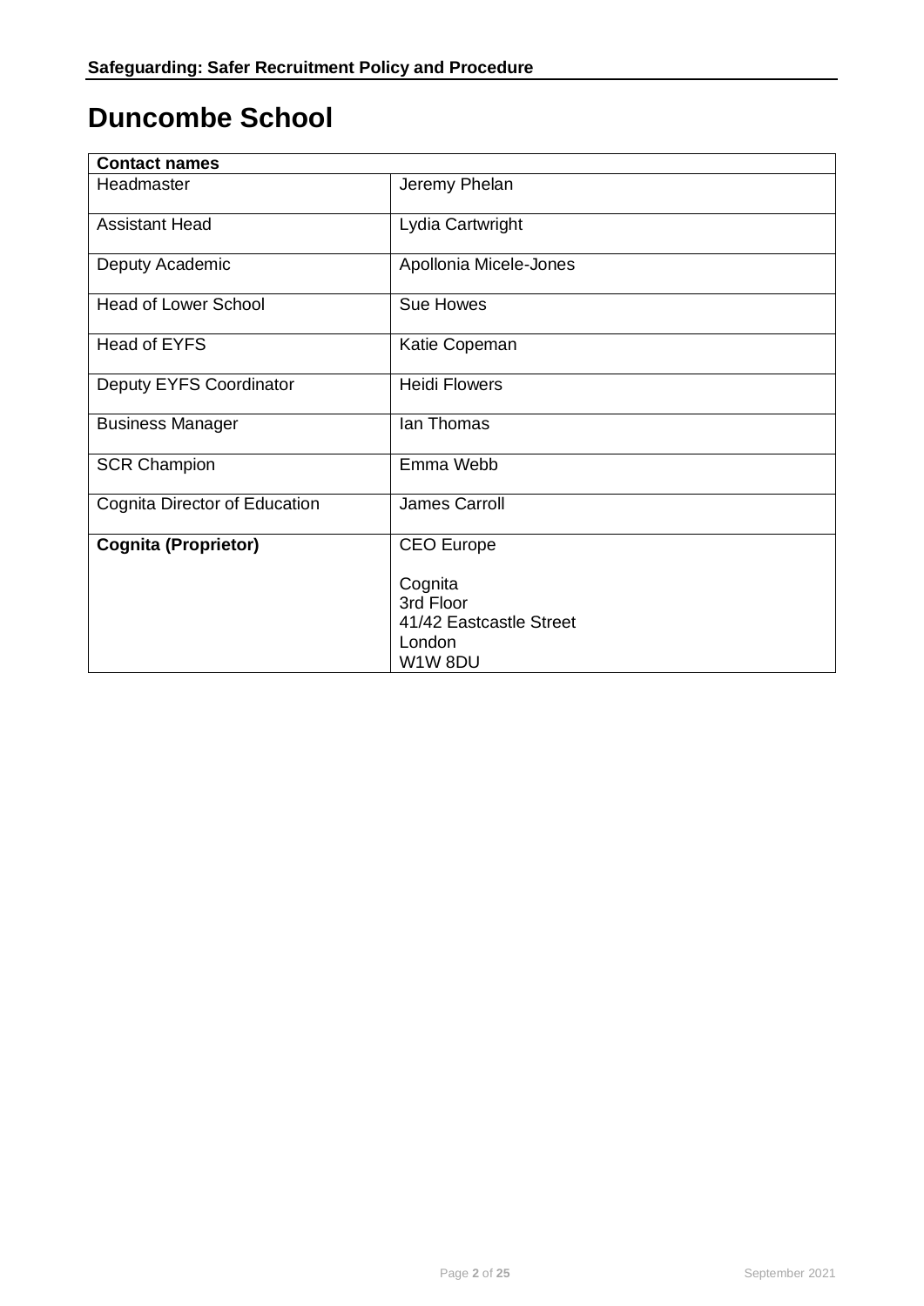# Duncombe School

| Contact names | |
|---|---|
| Headmaster | Jeremy Phelan |
| Assistant Head | Lydia Cartwright |
| Deputy Academic | Apollonia Micele-Jones |
| Head of Lower School | Sue Howes |
| Head of EYFS | Katie Copeman |
| Deputy EYFS Coordinator | Heidi Flowers |
| Business Manager | Ian Thomas |
| SCR Champion | Emma Webb |
| Cognita Director of Education | James Carroll |
| **Cognita (Proprietor)** | CEO Europe<br><br>Cognita<br>3rd Floor<br>41/42 Eastcastle Street<br>London<br>W1W 8DU |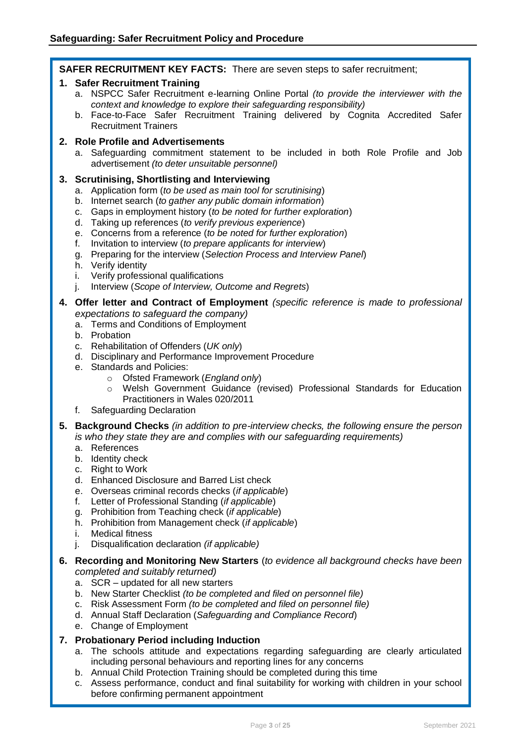**Safeguarding: Safer Recruitment Policy and Procedure**

**SAFER RECRUITMENT KEY FACTS:** There are seven steps to safer recruitment;

1. **Safer Recruitment Training**
   a. NSPCC Safer Recruitment e-learning Online Portal *(to provide the interviewer with the context and knowledge to explore their safeguarding responsibility)*
   b. Face-to-Face Safer Recruitment Training delivered by Cognita Accredited Safer Recruitment Trainers

2. **Role Profile and Advertisements**
   a. Safeguarding commitment statement to be included in both Role Profile and Job advertisement *(to deter unsuitable personnel)*

3. **Scrutinising, Shortlisting and Interviewing**
   a. Application form (*to be used as main tool for scrutinising*)
   b. Internet search (*to gather any public domain information*)
   c. Gaps in employment history (*to be noted for further exploration*)
   d. Taking up references (*to verify previous experience*)
   e. Concerns from a reference (*to be noted for further exploration*)
   f. Invitation to interview (*to prepare applicants for interview*)
   g. Preparing for the interview (*Selection Process and Interview Panel*)
   h. Verify identity
   i. Verify professional qualifications
   j. Interview (*Scope of Interview, Outcome and Regrets*)

4. **Offer letter and Contract of Employment** *(specific reference is made to professional expectations to safeguard the company)*
   a. Terms and Conditions of Employment
   b. Probation
   c. Rehabilitation of Offenders (*UK only*)
   d. Disciplinary and Performance Improvement Procedure
   e. Standards and Policies:
      - Ofsted Framework (*England only*)
      - Welsh Government Guidance (revised) Professional Standards for Education Practitioners in Wales 020/2011
   f. Safeguarding Declaration

5. **Background Checks** *(in addition to pre-interview checks, the following ensure the person is who they state they are and complies with our safeguarding requirements)*
   a. References
   b. Identity check
   c. Right to Work
   d. Enhanced Disclosure and Barred List check
   e. Overseas criminal records checks (*if applicable*)
   f. Letter of Professional Standing (*if applicable*)
   g. Prohibition from Teaching check (*if applicable*)
   h. Prohibition from Management check (*if applicable*)
   i. Medical fitness
   j. Disqualification declaration *(if applicable)*

6. **Recording and Monitoring New Starters** (*to evidence all background checks have been completed and suitably returned)*
   a. SCR – updated for all new starters
   b. New Starter Checklist *(to be completed and filed on personnel file)*
   c. Risk Assessment Form *(to be completed and filed on personnel file)*
   d. Annual Staff Declaration (*Safeguarding and Compliance Record*)
   e. Change of Employment

7. **Probationary Period including Induction**
   a. The schools attitude and expectations regarding safeguarding are clearly articulated including personal behaviours and reporting lines for any concerns
   b. Annual Child Protection Training should be completed during this time
   c. Assess performance, conduct and final suitability for working with children in your school before confirming permanent appointment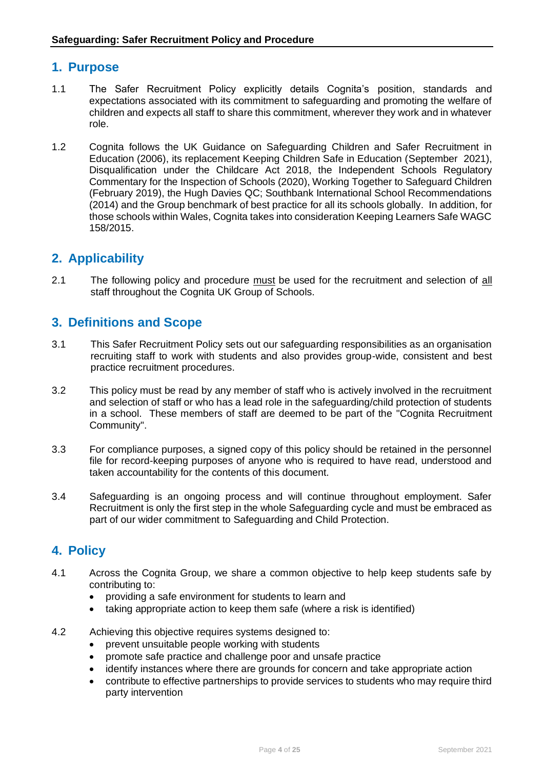## 1. Purpose

1.1 The Safer Recruitment Policy explicitly details Cognita's position, standards and expectations associated with its commitment to safeguarding and promoting the welfare of children and expects all staff to share this commitment, wherever they work and in whatever role.

1.2 Cognita follows the UK Guidance on Safeguarding Children and Safer Recruitment in Education (2006), its replacement Keeping Children Safe in Education (September 2021), Disqualification under the Childcare Act 2018, the Independent Schools Regulatory Commentary for the Inspection of Schools (2020), Working Together to Safeguard Children (February 2019), the Hugh Davies QC; Southbank International School Recommendations (2014) and the Group benchmark of best practice for all its schools globally. In addition, for those schools within Wales, Cognita takes into consideration Keeping Learners Safe WAGC 158/2015.

## 2. Applicability

2.1 The following policy and procedure <u>must</u> be used for the recruitment and selection of <u>all</u> staff throughout the Cognita UK Group of Schools.

## 3. Definitions and Scope

3.1 This Safer Recruitment Policy sets out our safeguarding responsibilities as an organisation recruiting staff to work with students and also provides group-wide, consistent and best practice recruitment procedures.

3.2 This policy must be read by any member of staff who is actively involved in the recruitment and selection of staff or who has a lead role in the safeguarding/child protection of students in a school. These members of staff are deemed to be part of the "Cognita Recruitment Community".

3.3 For compliance purposes, a signed copy of this policy should be retained in the personnel file for record-keeping purposes of anyone who is required to have read, understood and taken accountability for the contents of this document.

3.4 Safeguarding is an ongoing process and will continue throughout employment. Safer Recruitment is only the first step in the whole Safeguarding cycle and must be embraced as part of our wider commitment to Safeguarding and Child Protection.

## 4. Policy

4.1 Across the Cognita Group, we share a common objective to help keep students safe by contributing to:

- providing a safe environment for students to learn and
- taking appropriate action to keep them safe (where a risk is identified)

4.2 Achieving this objective requires systems designed to:

- prevent unsuitable people working with students
- promote safe practice and challenge poor and unsafe practice
- identify instances where there are grounds for concern and take appropriate action
- contribute to effective partnerships to provide services to students who may require third party intervention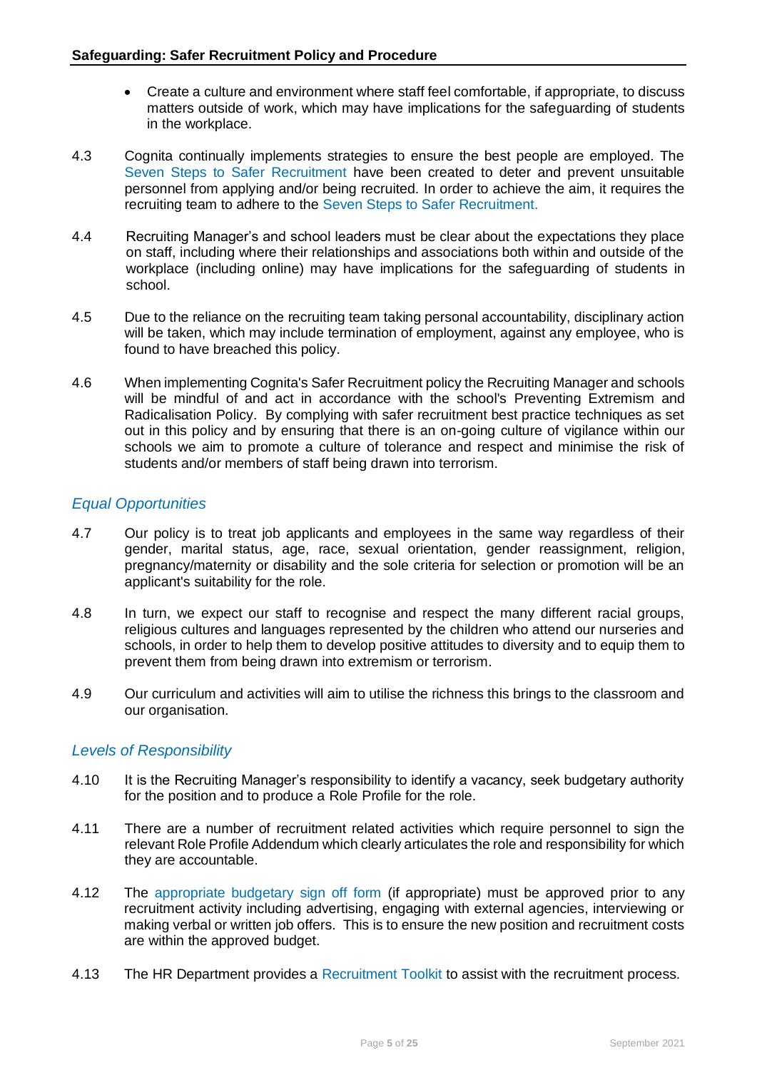- Create a culture and environment where staff feel comfortable, if appropriate, to discuss matters outside of work, which may have implications for the safeguarding of students in the workplace.

4.3 Cognita continually implements strategies to ensure the best people are employed. The Seven Steps to Safer Recruitment have been created to deter and prevent unsuitable personnel from applying and/or being recruited. In order to achieve the aim, it requires the recruiting team to adhere to the Seven Steps to Safer Recruitment.

4.4 Recruiting Manager's and school leaders must be clear about the expectations they place on staff, including where their relationships and associations both within and outside of the workplace (including online) may have implications for the safeguarding of students in school.

4.5 Due to the reliance on the recruiting team taking personal accountability, disciplinary action will be taken, which may include termination of employment, against any employee, who is found to have breached this policy.

4.6 When implementing Cognita's Safer Recruitment policy the Recruiting Manager and schools will be mindful of and act in accordance with the school's Preventing Extremism and Radicalisation Policy. By complying with safer recruitment best practice techniques as set out in this policy and by ensuring that there is an on-going culture of vigilance within our schools we aim to promote a culture of tolerance and respect and minimise the risk of students and/or members of staff being drawn into terrorism.

### *Equal Opportunities*

4.7 Our policy is to treat job applicants and employees in the same way regardless of their gender, marital status, age, race, sexual orientation, gender reassignment, religion, pregnancy/maternity or disability and the sole criteria for selection or promotion will be an applicant's suitability for the role.

4.8 In turn, we expect our staff to recognise and respect the many different racial groups, religious cultures and languages represented by the children who attend our nurseries and schools, in order to help them to develop positive attitudes to diversity and to equip them to prevent them from being drawn into extremism or terrorism.

4.9 Our curriculum and activities will aim to utilise the richness this brings to the classroom and our organisation.

### *Levels of Responsibility*

4.10 It is the Recruiting Manager's responsibility to identify a vacancy, seek budgetary authority for the position and to produce a Role Profile for the role.

4.11 There are a number of recruitment related activities which require personnel to sign the relevant Role Profile Addendum which clearly articulates the role and responsibility for which they are accountable.

4.12 The appropriate budgetary sign off form (if appropriate) must be approved prior to any recruitment activity including advertising, engaging with external agencies, interviewing or making verbal or written job offers. This is to ensure the new position and recruitment costs are within the approved budget.

4.13 The HR Department provides a Recruitment Toolkit to assist with the recruitment process.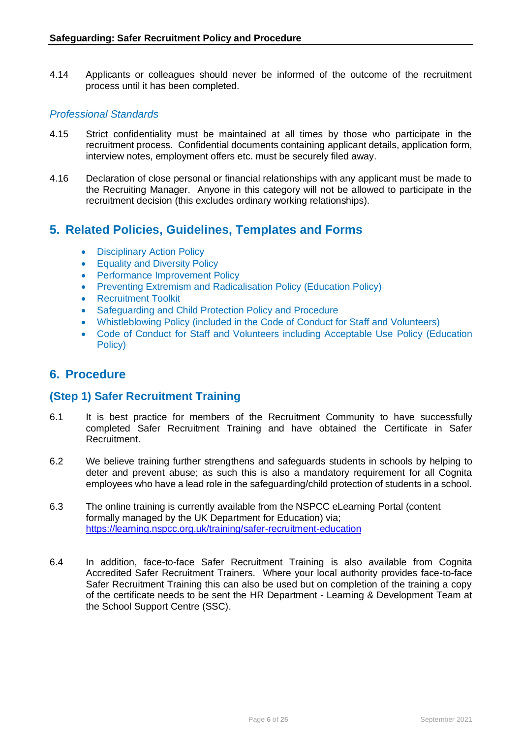4.14 Applicants or colleagues should never be informed of the outcome of the recruitment process until it has been completed.

### *Professional Standards*

4.15 Strict confidentiality must be maintained at all times by those who participate in the recruitment process. Confidential documents containing applicant details, application form, interview notes, employment offers etc. must be securely filed away.

4.16 Declaration of close personal or financial relationships with any applicant must be made to the Recruiting Manager. Anyone in this category will not be allowed to participate in the recruitment decision (this excludes ordinary working relationships).

## 5. Related Policies, Guidelines, Templates and Forms

- Disciplinary Action Policy
- Equality and Diversity Policy
- Performance Improvement Policy
- Preventing Extremism and Radicalisation Policy (Education Policy)
- Recruitment Toolkit
- Safeguarding and Child Protection Policy and Procedure
- Whistleblowing Policy (included in the Code of Conduct for Staff and Volunteers)
- Code of Conduct for Staff and Volunteers including Acceptable Use Policy (Education Policy)

## 6. Procedure

### (Step 1) Safer Recruitment Training

6.1 It is best practice for members of the Recruitment Community to have successfully completed Safer Recruitment Training and have obtained the Certificate in Safer Recruitment.

6.2 We believe training further strengthens and safeguards students in schools by helping to deter and prevent abuse; as such this is also a mandatory requirement for all Cognita employees who have a lead role in the safeguarding/child protection of students in a school.

6.3 The online training is currently available from the NSPCC eLearning Portal (content formally managed by the UK Department for Education) via; https://learning.nspcc.org.uk/training/safer-recruitment-education

6.4 In addition, face-to-face Safer Recruitment Training is also available from Cognita Accredited Safer Recruitment Trainers. Where your local authority provides face-to-face Safer Recruitment Training this can also be used but on completion of the training a copy of the certificate needs to be sent the HR Department - Learning & Development Team at the School Support Centre (SSC).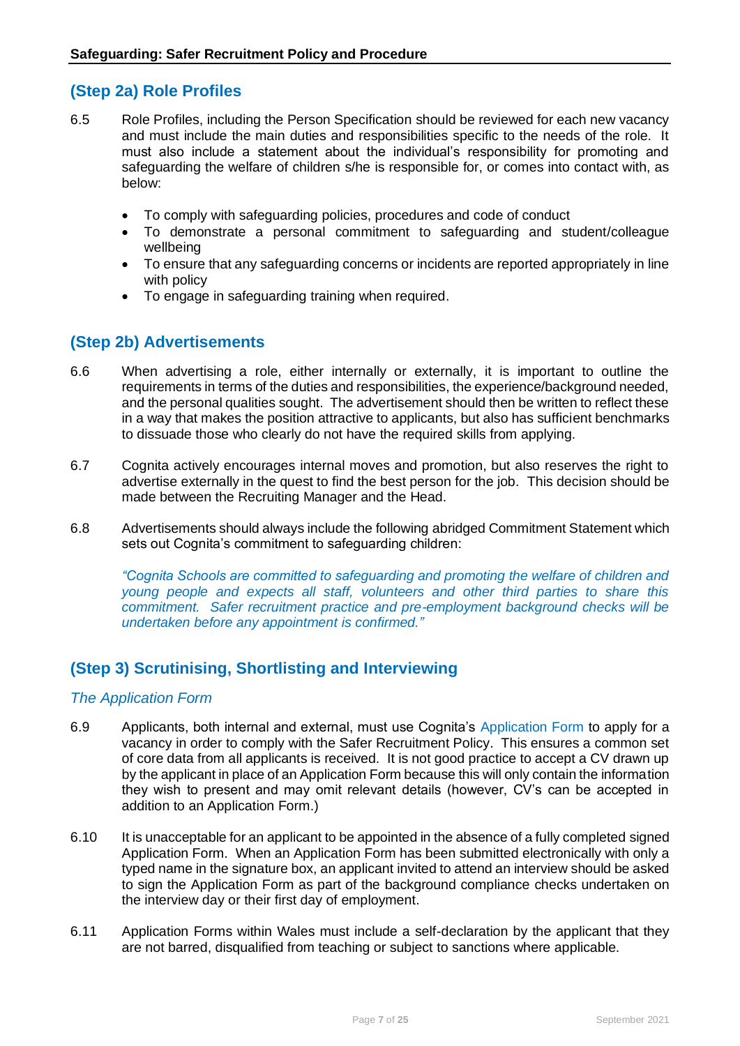## (Step 2a) Role Profiles

6.5 Role Profiles, including the Person Specification should be reviewed for each new vacancy and must include the main duties and responsibilities specific to the needs of the role. It must also include a statement about the individual's responsibility for promoting and safeguarding the welfare of children s/he is responsible for, or comes into contact with, as below:

- To comply with safeguarding policies, procedures and code of conduct
- To demonstrate a personal commitment to safeguarding and student/colleague wellbeing
- To ensure that any safeguarding concerns or incidents are reported appropriately in line with policy
- To engage in safeguarding training when required.

## (Step 2b) Advertisements

6.6 When advertising a role, either internally or externally, it is important to outline the requirements in terms of the duties and responsibilities, the experience/background needed, and the personal qualities sought. The advertisement should then be written to reflect these in a way that makes the position attractive to applicants, but also has sufficient benchmarks to dissuade those who clearly do not have the required skills from applying.

6.7 Cognita actively encourages internal moves and promotion, but also reserves the right to advertise externally in the quest to find the best person for the job. This decision should be made between the Recruiting Manager and the Head.

6.8 Advertisements should always include the following abridged Commitment Statement which sets out Cognita's commitment to safeguarding children:

> *"Cognita Schools are committed to safeguarding and promoting the welfare of children and young people and expects all staff, volunteers and other third parties to share this commitment. Safer recruitment practice and pre-employment background checks will be undertaken before any appointment is confirmed."*

## (Step 3) Scrutinising, Shortlisting and Interviewing

### *The Application Form*

6.9 Applicants, both internal and external, must use Cognita's Application Form to apply for a vacancy in order to comply with the Safer Recruitment Policy. This ensures a common set of core data from all applicants is received. It is not good practice to accept a CV drawn up by the applicant in place of an Application Form because this will only contain the information they wish to present and may omit relevant details (however, CV's can be accepted in addition to an Application Form.)

6.10 It is unacceptable for an applicant to be appointed in the absence of a fully completed signed Application Form. When an Application Form has been submitted electronically with only a typed name in the signature box, an applicant invited to attend an interview should be asked to sign the Application Form as part of the background compliance checks undertaken on the interview day or their first day of employment.

6.11 Application Forms within Wales must include a self-declaration by the applicant that they are not barred, disqualified from teaching or subject to sanctions where applicable.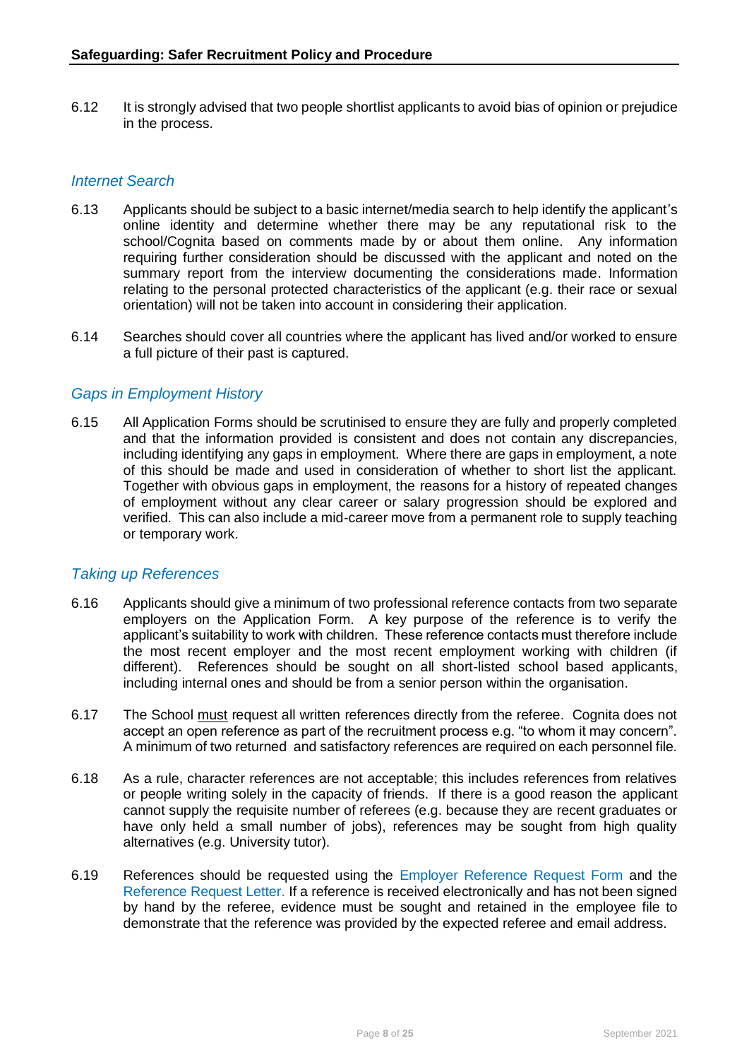6.12 It is strongly advised that two people shortlist applicants to avoid bias of opinion or prejudice in the process.

### *Internet Search*

6.13 Applicants should be subject to a basic internet/media search to help identify the applicant's online identity and determine whether there may be any reputational risk to the school/Cognita based on comments made by or about them online. Any information requiring further consideration should be discussed with the applicant and noted on the summary report from the interview documenting the considerations made. Information relating to the personal protected characteristics of the applicant (e.g. their race or sexual orientation) will not be taken into account in considering their application.

6.14 Searches should cover all countries where the applicant has lived and/or worked to ensure a full picture of their past is captured.

### *Gaps in Employment History*

6.15 All Application Forms should be scrutinised to ensure they are fully and properly completed and that the information provided is consistent and does not contain any discrepancies, including identifying any gaps in employment. Where there are gaps in employment, a note of this should be made and used in consideration of whether to short list the applicant. Together with obvious gaps in employment, the reasons for a history of repeated changes of employment without any clear career or salary progression should be explored and verified. This can also include a mid-career move from a permanent role to supply teaching or temporary work.

### *Taking up References*

6.16 Applicants should give a minimum of two professional reference contacts from two separate employers on the Application Form. A key purpose of the reference is to verify the applicant's suitability to work with children. These reference contacts must therefore include the most recent employer and the most recent employment working with children (if different). References should be sought on all short-listed school based applicants, including internal ones and should be from a senior person within the organisation.

6.17 The School <u>must</u> request all written references directly from the referee. Cognita does not accept an open reference as part of the recruitment process e.g. "to whom it may concern". A minimum of two returned and satisfactory references are required on each personnel file.

6.18 As a rule, character references are not acceptable; this includes references from relatives or people writing solely in the capacity of friends. If there is a good reason the applicant cannot supply the requisite number of referees (e.g. because they are recent graduates or have only held a small number of jobs), references may be sought from high quality alternatives (e.g. University tutor).

6.19 References should be requested using the Employer Reference Request Form and the Reference Request Letter. If a reference is received electronically and has not been signed by hand by the referee, evidence must be sought and retained in the employee file to demonstrate that the reference was provided by the expected referee and email address.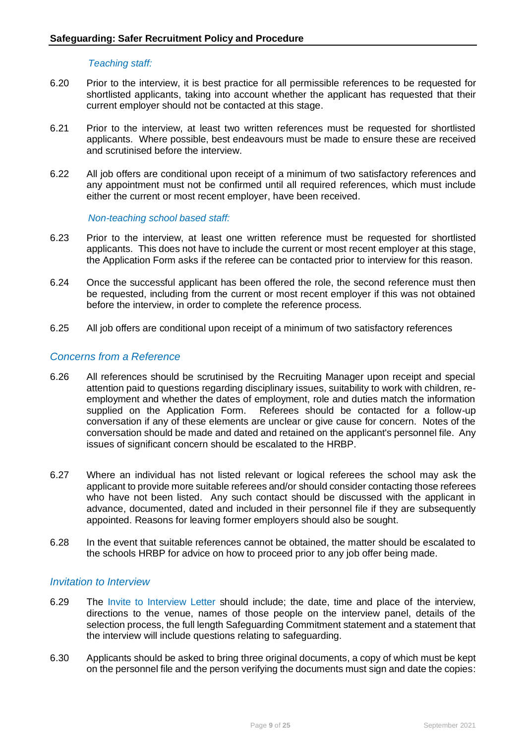*Teaching staff:*

6.20 Prior to the interview, it is best practice for all permissible references to be requested for shortlisted applicants, taking into account whether the applicant has requested that their current employer should not be contacted at this stage.

6.21 Prior to the interview, at least two written references must be requested for shortlisted applicants. Where possible, best endeavours must be made to ensure these are received and scrutinised before the interview.

6.22 All job offers are conditional upon receipt of a minimum of two satisfactory references and any appointment must not be confirmed until all required references, which must include either the current or most recent employer, have been received.

*Non-teaching school based staff:*

6.23 Prior to the interview, at least one written reference must be requested for shortlisted applicants. This does not have to include the current or most recent employer at this stage, the Application Form asks if the referee can be contacted prior to interview for this reason.

6.24 Once the successful applicant has been offered the role, the second reference must then be requested, including from the current or most recent employer if this was not obtained before the interview, in order to complete the reference process.

6.25 All job offers are conditional upon receipt of a minimum of two satisfactory references

## *Concerns from a Reference*

6.26 All references should be scrutinised by the Recruiting Manager upon receipt and special attention paid to questions regarding disciplinary issues, suitability to work with children, re-employment and whether the dates of employment, role and duties match the information supplied on the Application Form. Referees should be contacted for a follow-up conversation if any of these elements are unclear or give cause for concern. Notes of the conversation should be made and dated and retained on the applicant's personnel file. Any issues of significant concern should be escalated to the HRBP.

6.27 Where an individual has not listed relevant or logical referees the school may ask the applicant to provide more suitable referees and/or should consider contacting those referees who have not been listed. Any such contact should be discussed with the applicant in advance, documented, dated and included in their personnel file if they are subsequently appointed. Reasons for leaving former employers should also be sought.

6.28 In the event that suitable references cannot be obtained, the matter should be escalated to the schools HRBP for advice on how to proceed prior to any job offer being made.

## *Invitation to Interview*

6.29 The Invite to Interview Letter should include; the date, time and place of the interview, directions to the venue, names of those people on the interview panel, details of the selection process, the full length Safeguarding Commitment statement and a statement that the interview will include questions relating to safeguarding.

6.30 Applicants should be asked to bring three original documents, a copy of which must be kept on the personnel file and the person verifying the documents must sign and date the copies: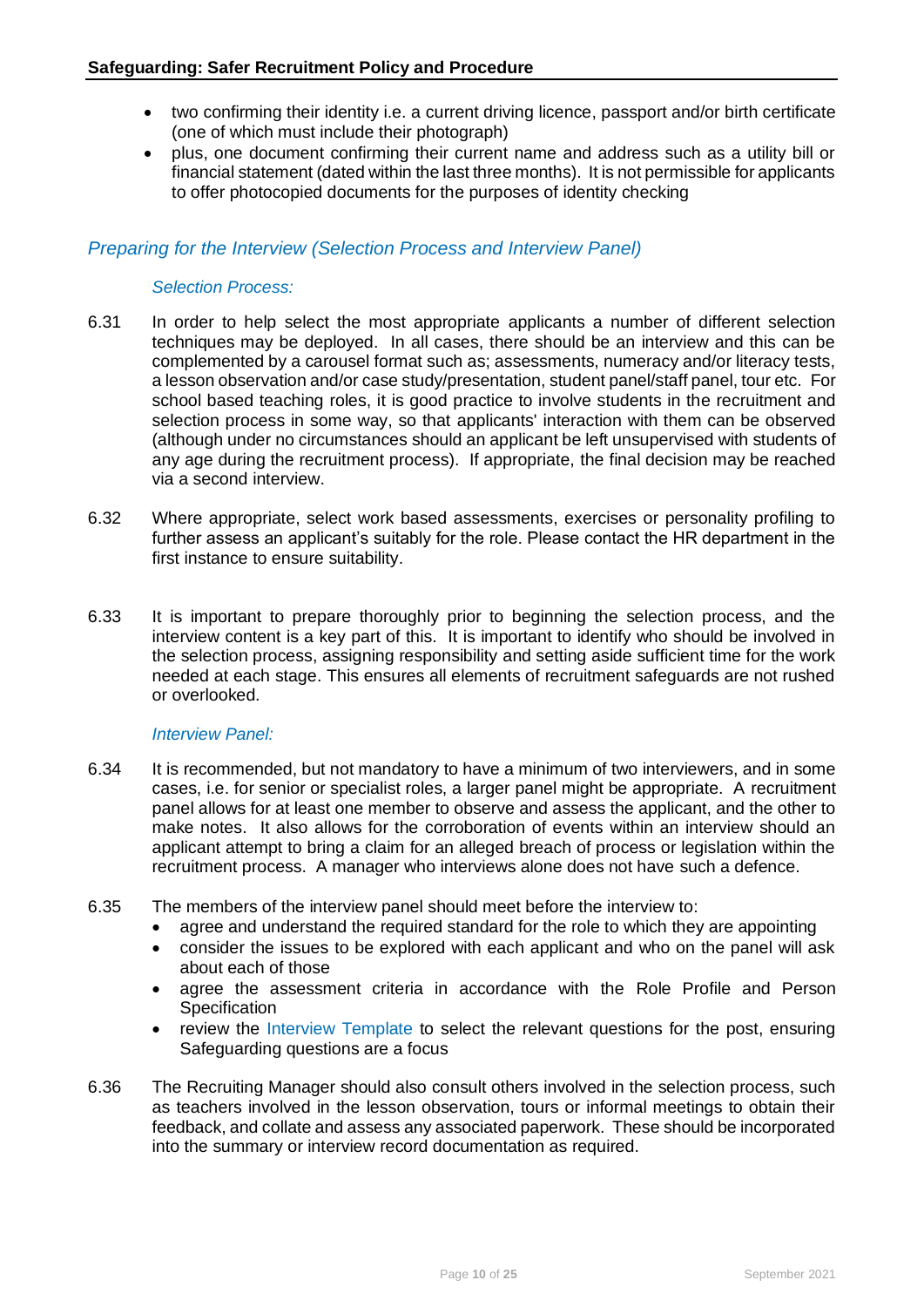- two confirming their identity i.e. a current driving licence, passport and/or birth certificate (one of which must include their photograph)
- plus, one document confirming their current name and address such as a utility bill or financial statement (dated within the last three months). It is not permissible for applicants to offer photocopied documents for the purposes of identity checking

## *Preparing for the Interview (Selection Process and Interview Panel)*

### *Selection Process:*

6.31 In order to help select the most appropriate applicants a number of different selection techniques may be deployed. In all cases, there should be an interview and this can be complemented by a carousel format such as; assessments, numeracy and/or literacy tests, a lesson observation and/or case study/presentation, student panel/staff panel, tour etc. For school based teaching roles, it is good practice to involve students in the recruitment and selection process in some way, so that applicants' interaction with them can be observed (although under no circumstances should an applicant be left unsupervised with students of any age during the recruitment process). If appropriate, the final decision may be reached via a second interview.

6.32 Where appropriate, select work based assessments, exercises or personality profiling to further assess an applicant's suitably for the role. Please contact the HR department in the first instance to ensure suitability.

6.33 It is important to prepare thoroughly prior to beginning the selection process, and the interview content is a key part of this. It is important to identify who should be involved in the selection process, assigning responsibility and setting aside sufficient time for the work needed at each stage. This ensures all elements of recruitment safeguards are not rushed or overlooked.

### *Interview Panel:*

6.34 It is recommended, but not mandatory to have a minimum of two interviewers, and in some cases, i.e. for senior or specialist roles, a larger panel might be appropriate. A recruitment panel allows for at least one member to observe and assess the applicant, and the other to make notes. It also allows for the corroboration of events within an interview should an applicant attempt to bring a claim for an alleged breach of process or legislation within the recruitment process. A manager who interviews alone does not have such a defence.

6.35 The members of the interview panel should meet before the interview to:

- agree and understand the required standard for the role to which they are appointing
- consider the issues to be explored with each applicant and who on the panel will ask about each of those
- agree the assessment criteria in accordance with the Role Profile and Person Specification
- review the Interview Template to select the relevant questions for the post, ensuring Safeguarding questions are a focus

6.36 The Recruiting Manager should also consult others involved in the selection process, such as teachers involved in the lesson observation, tours or informal meetings to obtain their feedback, and collate and assess any associated paperwork. These should be incorporated into the summary or interview record documentation as required.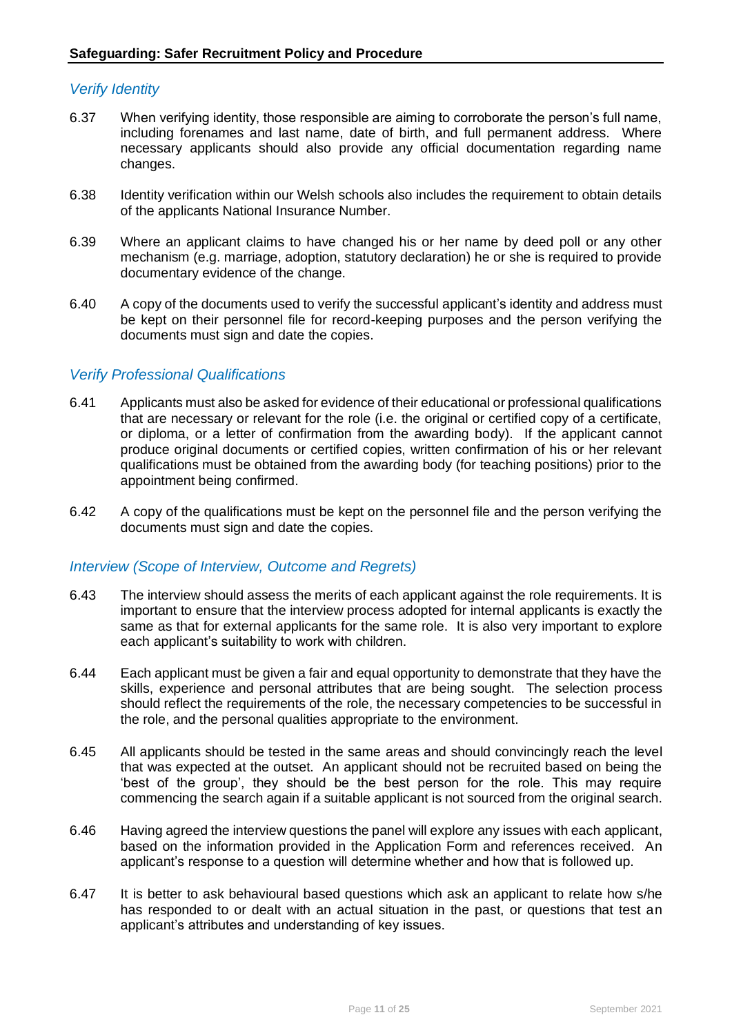### *Verify Identity*

6.37 When verifying identity, those responsible are aiming to corroborate the person's full name, including forenames and last name, date of birth, and full permanent address. Where necessary applicants should also provide any official documentation regarding name changes.

6.38 Identity verification within our Welsh schools also includes the requirement to obtain details of the applicants National Insurance Number.

6.39 Where an applicant claims to have changed his or her name by deed poll or any other mechanism (e.g. marriage, adoption, statutory declaration) he or she is required to provide documentary evidence of the change.

6.40 A copy of the documents used to verify the successful applicant's identity and address must be kept on their personnel file for record-keeping purposes and the person verifying the documents must sign and date the copies.

### *Verify Professional Qualifications*

6.41 Applicants must also be asked for evidence of their educational or professional qualifications that are necessary or relevant for the role (i.e. the original or certified copy of a certificate, or diploma, or a letter of confirmation from the awarding body). If the applicant cannot produce original documents or certified copies, written confirmation of his or her relevant qualifications must be obtained from the awarding body (for teaching positions) prior to the appointment being confirmed.

6.42 A copy of the qualifications must be kept on the personnel file and the person verifying the documents must sign and date the copies.

### *Interview (Scope of Interview, Outcome and Regrets)*

6.43 The interview should assess the merits of each applicant against the role requirements. It is important to ensure that the interview process adopted for internal applicants is exactly the same as that for external applicants for the same role. It is also very important to explore each applicant's suitability to work with children.

6.44 Each applicant must be given a fair and equal opportunity to demonstrate that they have the skills, experience and personal attributes that are being sought. The selection process should reflect the requirements of the role, the necessary competencies to be successful in the role, and the personal qualities appropriate to the environment.

6.45 All applicants should be tested in the same areas and should convincingly reach the level that was expected at the outset. An applicant should not be recruited based on being the 'best of the group', they should be the best person for the role. This may require commencing the search again if a suitable applicant is not sourced from the original search.

6.46 Having agreed the interview questions the panel will explore any issues with each applicant, based on the information provided in the Application Form and references received. An applicant's response to a question will determine whether and how that is followed up.

6.47 It is better to ask behavioural based questions which ask an applicant to relate how s/he has responded to or dealt with an actual situation in the past, or questions that test an applicant's attributes and understanding of key issues.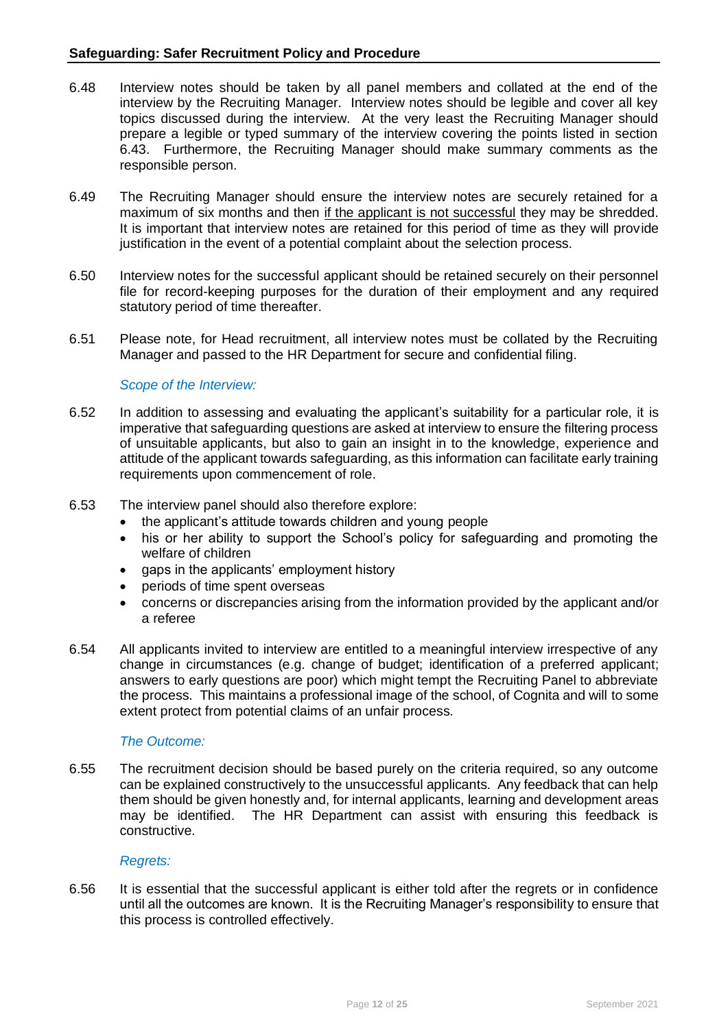6.48 Interview notes should be taken by all panel members and collated at the end of the interview by the Recruiting Manager. Interview notes should be legible and cover all key topics discussed during the interview. At the very least the Recruiting Manager should prepare a legible or typed summary of the interview covering the points listed in section 6.43. Furthermore, the Recruiting Manager should make summary comments as the responsible person.

6.49 The Recruiting Manager should ensure the interview notes are securely retained for a maximum of six months and then <u>if the applicant is not successful</u> they may be shredded. It is important that interview notes are retained for this period of time as they will provide justification in the event of a potential complaint about the selection process.

6.50 Interview notes for the successful applicant should be retained securely on their personnel file for record-keeping purposes for the duration of their employment and any required statutory period of time thereafter.

6.51 Please note, for Head recruitment, all interview notes must be collated by the Recruiting Manager and passed to the HR Department for secure and confidential filing.

*Scope of the Interview:*

6.52 In addition to assessing and evaluating the applicant's suitability for a particular role, it is imperative that safeguarding questions are asked at interview to ensure the filtering process of unsuitable applicants, but also to gain an insight in to the knowledge, experience and attitude of the applicant towards safeguarding, as this information can facilitate early training requirements upon commencement of role.

6.53 The interview panel should also therefore explore:

- the applicant's attitude towards children and young people
- his or her ability to support the School's policy for safeguarding and promoting the welfare of children
- gaps in the applicants' employment history
- periods of time spent overseas
- concerns or discrepancies arising from the information provided by the applicant and/or a referee

6.54 All applicants invited to interview are entitled to a meaningful interview irrespective of any change in circumstances (e.g. change of budget; identification of a preferred applicant; answers to early questions are poor) which might tempt the Recruiting Panel to abbreviate the process. This maintains a professional image of the school, of Cognita and will to some extent protect from potential claims of an unfair process.

*The Outcome:*

6.55 The recruitment decision should be based purely on the criteria required, so any outcome can be explained constructively to the unsuccessful applicants. Any feedback that can help them should be given honestly and, for internal applicants, learning and development areas may be identified. The HR Department can assist with ensuring this feedback is constructive.

*Regrets:*

6.56 It is essential that the successful applicant is either told after the regrets or in confidence until all the outcomes are known. It is the Recruiting Manager's responsibility to ensure that this process is controlled effectively.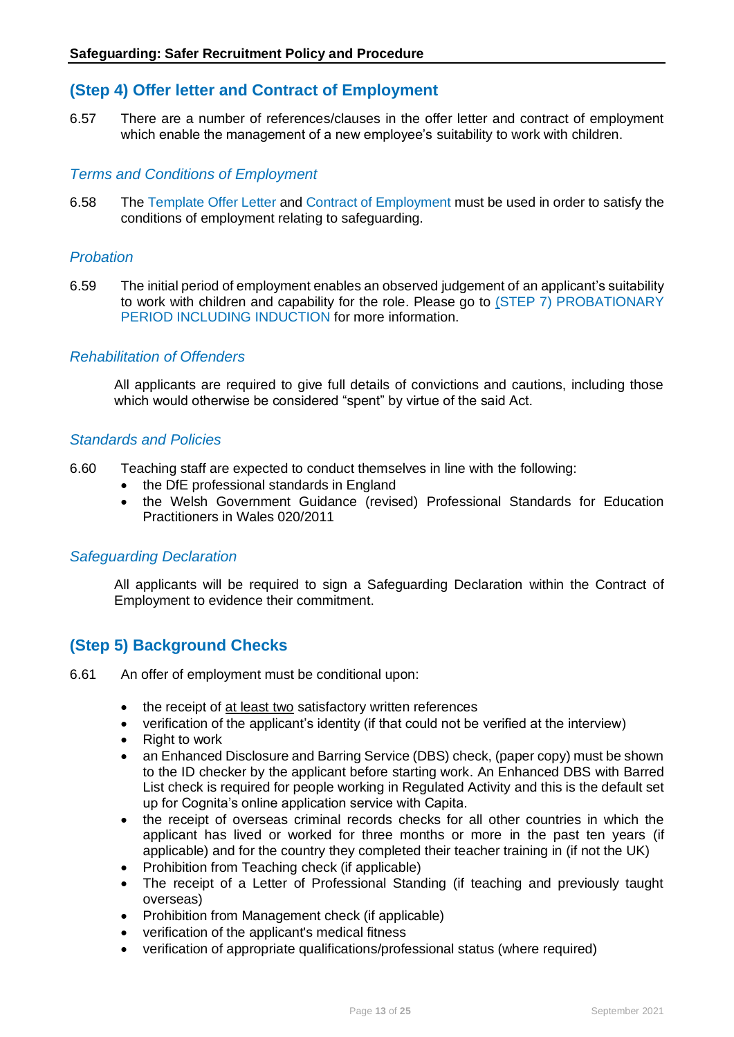## (Step 4) Offer letter and Contract of Employment

6.57 There are a number of references/clauses in the offer letter and contract of employment which enable the management of a new employee's suitability to work with children.

### *Terms and Conditions of Employment*

6.58 The Template Offer Letter and Contract of Employment must be used in order to satisfy the conditions of employment relating to safeguarding.

### *Probation*

6.59 The initial period of employment enables an observed judgement of an applicant's suitability to work with children and capability for the role. Please go to (STEP 7) PROBATIONARY PERIOD INCLUDING INDUCTION for more information.

### *Rehabilitation of Offenders*

All applicants are required to give full details of convictions and cautions, including those which would otherwise be considered "spent" by virtue of the said Act.

### *Standards and Policies*

6.60 Teaching staff are expected to conduct themselves in line with the following:

- the DfE professional standards in England
- the Welsh Government Guidance (revised) Professional Standards for Education Practitioners in Wales 020/2011

### *Safeguarding Declaration*

All applicants will be required to sign a Safeguarding Declaration within the Contract of Employment to evidence their commitment.

## (Step 5) Background Checks

6.61 An offer of employment must be conditional upon:

- the receipt of <u>at least two</u> satisfactory written references
- verification of the applicant's identity (if that could not be verified at the interview)
- Right to work
- an Enhanced Disclosure and Barring Service (DBS) check, (paper copy) must be shown to the ID checker by the applicant before starting work. An Enhanced DBS with Barred List check is required for people working in Regulated Activity and this is the default set up for Cognita's online application service with Capita.
- the receipt of overseas criminal records checks for all other countries in which the applicant has lived or worked for three months or more in the past ten years (if applicable) and for the country they completed their teacher training in (if not the UK)
- Prohibition from Teaching check (if applicable)
- The receipt of a Letter of Professional Standing (if teaching and previously taught overseas)
- Prohibition from Management check (if applicable)
- verification of the applicant's medical fitness
- verification of appropriate qualifications/professional status (where required)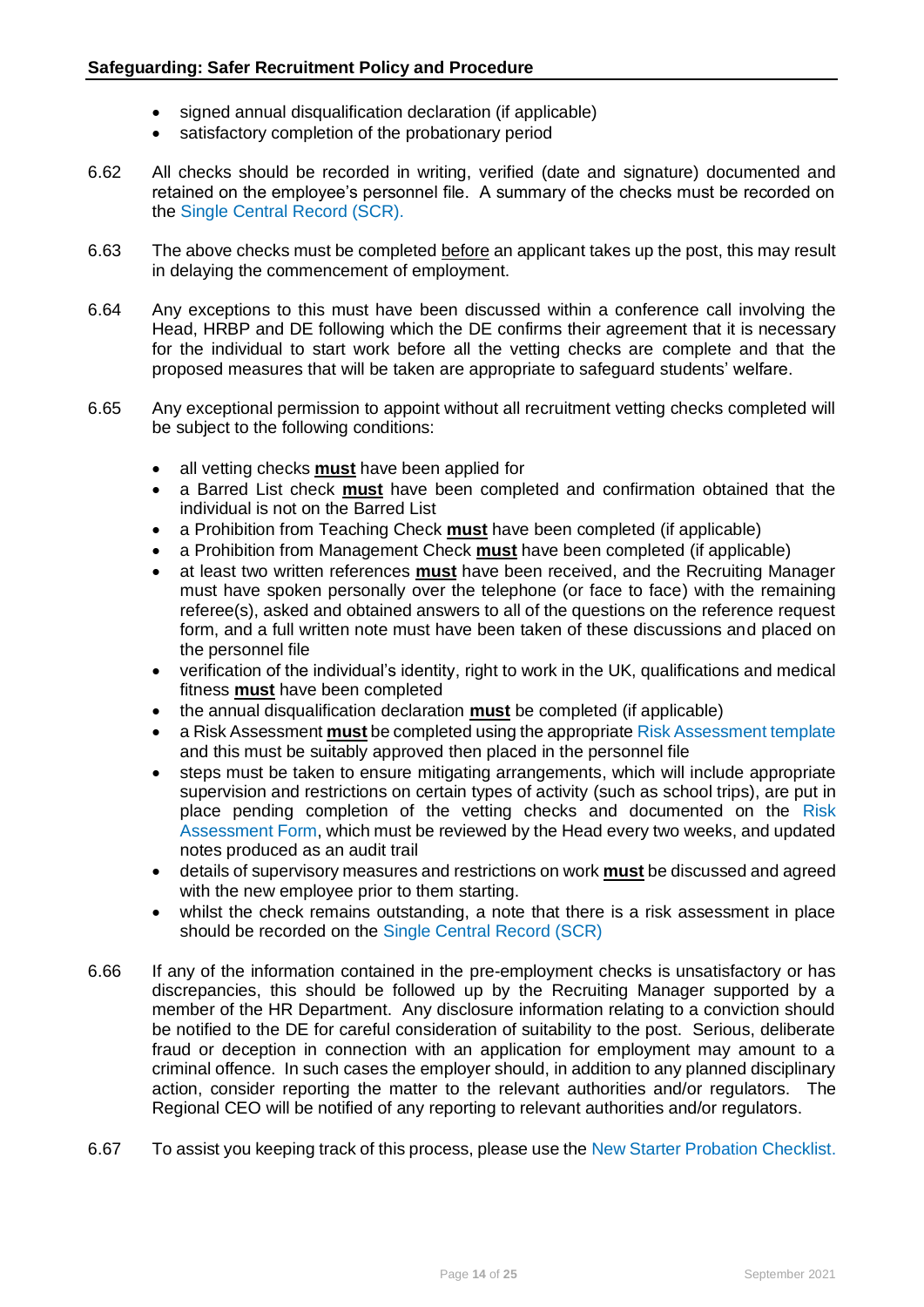- signed annual disqualification declaration (if applicable)
- satisfactory completion of the probationary period

6.62 All checks should be recorded in writing, verified (date and signature) documented and retained on the employee's personnel file. A summary of the checks must be recorded on the Single Central Record (SCR).

6.63 The above checks must be completed before an applicant takes up the post, this may result in delaying the commencement of employment.

6.64 Any exceptions to this must have been discussed within a conference call involving the Head, HRBP and DE following which the DE confirms their agreement that it is necessary for the individual to start work before all the vetting checks are complete and that the proposed measures that will be taken are appropriate to safeguard students' welfare.

6.65 Any exceptional permission to appoint without all recruitment vetting checks completed will be subject to the following conditions:

- all vetting checks **must** have been applied for
- a Barred List check **must** have been completed and confirmation obtained that the individual is not on the Barred List
- a Prohibition from Teaching Check **must** have been completed (if applicable)
- a Prohibition from Management Check **must** have been completed (if applicable)
- at least two written references **must** have been received, and the Recruiting Manager must have spoken personally over the telephone (or face to face) with the remaining referee(s), asked and obtained answers to all of the questions on the reference request form, and a full written note must have been taken of these discussions and placed on the personnel file
- verification of the individual's identity, right to work in the UK, qualifications and medical fitness **must** have been completed
- the annual disqualification declaration **must** be completed (if applicable)
- a Risk Assessment **must** be completed using the appropriate Risk Assessment template and this must be suitably approved then placed in the personnel file
- steps must be taken to ensure mitigating arrangements, which will include appropriate supervision and restrictions on certain types of activity (such as school trips), are put in place pending completion of the vetting checks and documented on the Risk Assessment Form, which must be reviewed by the Head every two weeks, and updated notes produced as an audit trail
- details of supervisory measures and restrictions on work **must** be discussed and agreed with the new employee prior to them starting.
- whilst the check remains outstanding, a note that there is a risk assessment in place should be recorded on the Single Central Record (SCR)

6.66 If any of the information contained in the pre-employment checks is unsatisfactory or has discrepancies, this should be followed up by the Recruiting Manager supported by a member of the HR Department. Any disclosure information relating to a conviction should be notified to the DE for careful consideration of suitability to the post. Serious, deliberate fraud or deception in connection with an application for employment may amount to a criminal offence. In such cases the employer should, in addition to any planned disciplinary action, consider reporting the matter to the relevant authorities and/or regulators. The Regional CEO will be notified of any reporting to relevant authorities and/or regulators.

6.67 To assist you keeping track of this process, please use the New Starter Probation Checklist.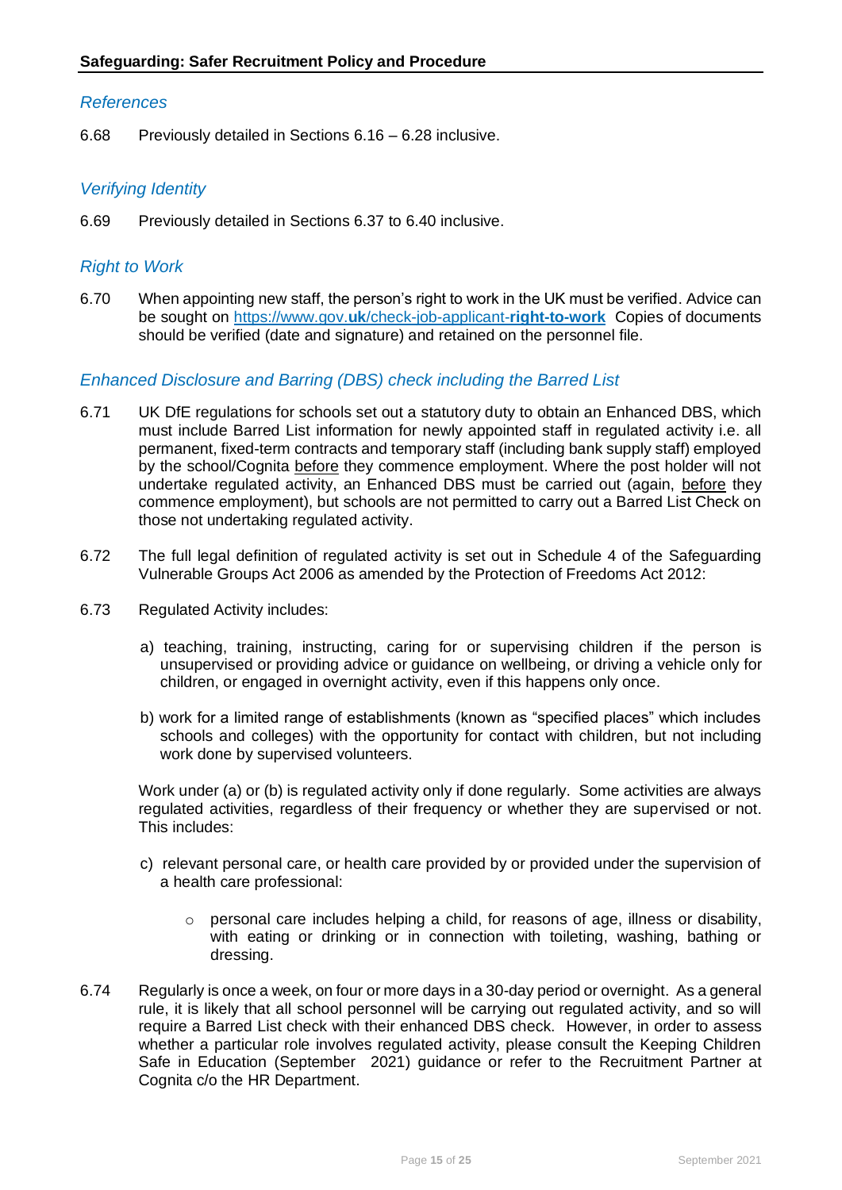### *References*

6.68 Previously detailed in Sections 6.16 – 6.28 inclusive.

### *Verifying Identity*

6.69 Previously detailed in Sections 6.37 to 6.40 inclusive.

### *Right to Work*

6.70 When appointing new staff, the person's right to work in the UK must be verified. Advice can be sought on [https://www.gov.uk/check-job-applicant-right-to-work](https://www.gov.uk/check-job-applicant-right-to-work) Copies of documents should be verified (date and signature) and retained on the personnel file.

### *Enhanced Disclosure and Barring (DBS) check including the Barred List*

6.71 UK DfE regulations for schools set out a statutory duty to obtain an Enhanced DBS, which must include Barred List information for newly appointed staff in regulated activity i.e. all permanent, fixed-term contracts and temporary staff (including bank supply staff) employed by the school/Cognita <u>before</u> they commence employment. Where the post holder will not undertake regulated activity, an Enhanced DBS must be carried out (again, <u>before</u> they commence employment), but schools are not permitted to carry out a Barred List Check on those not undertaking regulated activity.

6.72 The full legal definition of regulated activity is set out in Schedule 4 of the Safeguarding Vulnerable Groups Act 2006 as amended by the Protection of Freedoms Act 2012:

6.73 Regulated Activity includes:

a) teaching, training, instructing, caring for or supervising children if the person is unsupervised or providing advice or guidance on wellbeing, or driving a vehicle only for children, or engaged in overnight activity, even if this happens only once.

b) work for a limited range of establishments (known as "specified places" which includes schools and colleges) with the opportunity for contact with children, but not including work done by supervised volunteers.

Work under (a) or (b) is regulated activity only if done regularly. Some activities are always regulated activities, regardless of their frequency or whether they are supervised or not. This includes:

c) relevant personal care, or health care provided by or provided under the supervision of a health care professional:

- personal care includes helping a child, for reasons of age, illness or disability, with eating or drinking or in connection with toileting, washing, bathing or dressing.

6.74 Regularly is once a week, on four or more days in a 30-day period or overnight. As a general rule, it is likely that all school personnel will be carrying out regulated activity, and so will require a Barred List check with their enhanced DBS check. However, in order to assess whether a particular role involves regulated activity, please consult the Keeping Children Safe in Education (September 2021) guidance or refer to the Recruitment Partner at Cognita c/o the HR Department.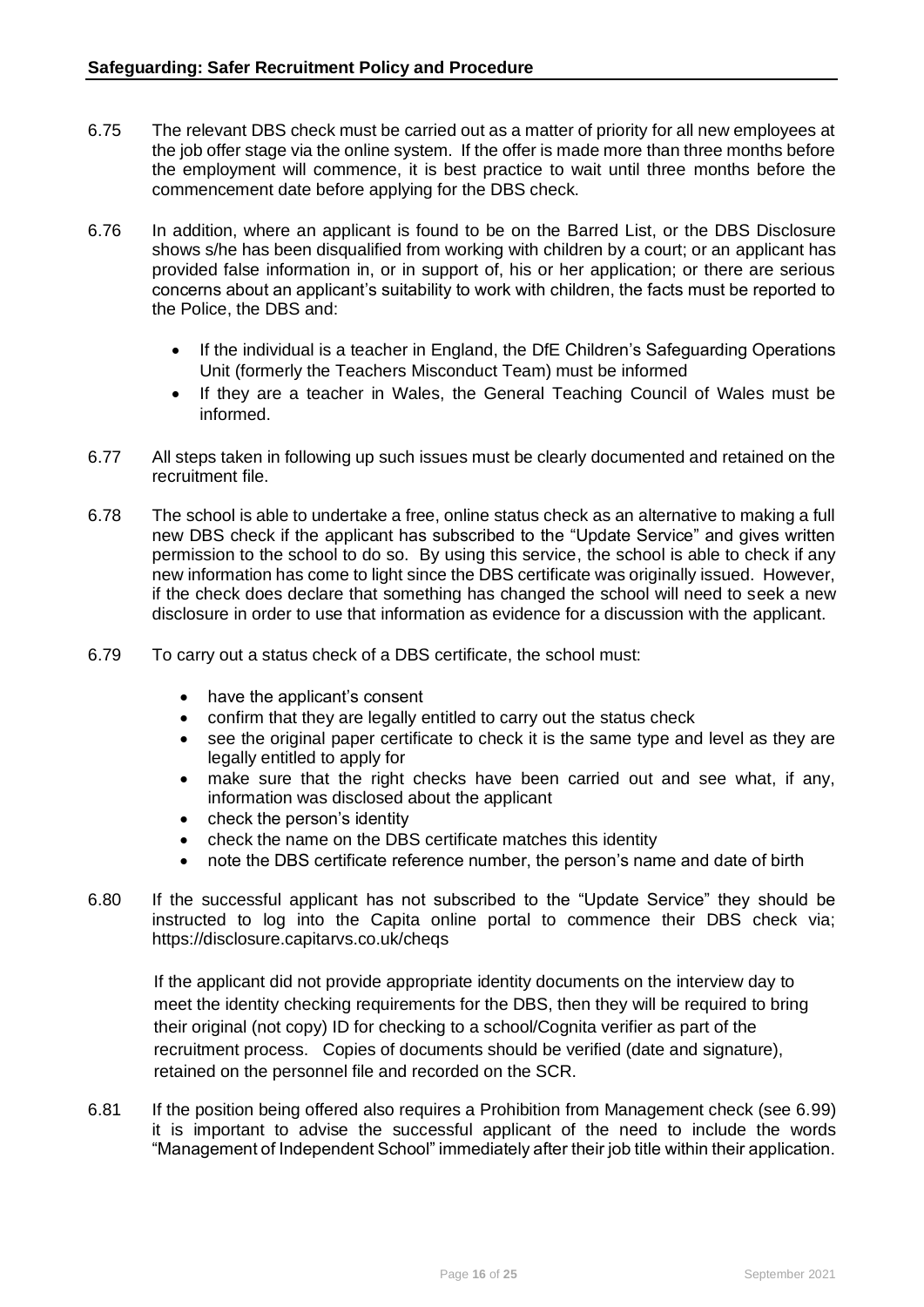6.75 The relevant DBS check must be carried out as a matter of priority for all new employees at the job offer stage via the online system. If the offer is made more than three months before the employment will commence, it is best practice to wait until three months before the commencement date before applying for the DBS check.

6.76 In addition, where an applicant is found to be on the Barred List, or the DBS Disclosure shows s/he has been disqualified from working with children by a court; or an applicant has provided false information in, or in support of, his or her application; or there are serious concerns about an applicant's suitability to work with children, the facts must be reported to the Police, the DBS and:

- If the individual is a teacher in England, the DfE Children's Safeguarding Operations Unit (formerly the Teachers Misconduct Team) must be informed
- If they are a teacher in Wales, the General Teaching Council of Wales must be informed.

6.77 All steps taken in following up such issues must be clearly documented and retained on the recruitment file.

6.78 The school is able to undertake a free, online status check as an alternative to making a full new DBS check if the applicant has subscribed to the "Update Service" and gives written permission to the school to do so. By using this service, the school is able to check if any new information has come to light since the DBS certificate was originally issued. However, if the check does declare that something has changed the school will need to seek a new disclosure in order to use that information as evidence for a discussion with the applicant.

6.79 To carry out a status check of a DBS certificate, the school must:

- have the applicant's consent
- confirm that they are legally entitled to carry out the status check
- see the original paper certificate to check it is the same type and level as they are legally entitled to apply for
- make sure that the right checks have been carried out and see what, if any, information was disclosed about the applicant
- check the person's identity
- check the name on the DBS certificate matches this identity
- note the DBS certificate reference number, the person's name and date of birth

6.80 If the successful applicant has not subscribed to the "Update Service" they should be instructed to log into the Capita online portal to commence their DBS check via; https://disclosure.capitarvs.co.uk/cheqs

If the applicant did not provide appropriate identity documents on the interview day to meet the identity checking requirements for the DBS, then they will be required to bring their original (not copy) ID for checking to a school/Cognita verifier as part of the recruitment process. Copies of documents should be verified (date and signature), retained on the personnel file and recorded on the SCR.

6.81 If the position being offered also requires a Prohibition from Management check (see 6.99) it is important to advise the successful applicant of the need to include the words "Management of Independent School" immediately after their job title within their application.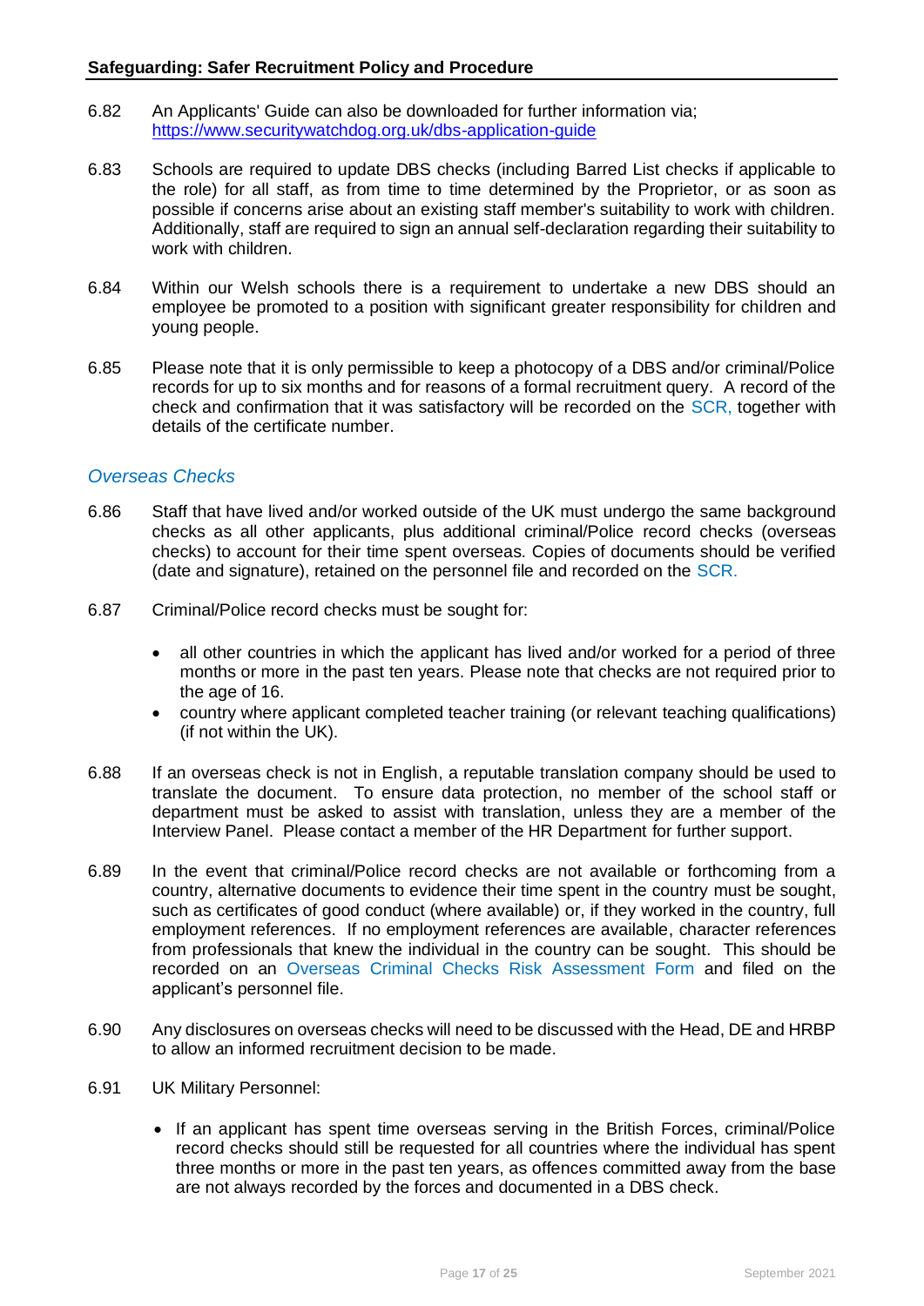6.82 An Applicants' Guide can also be downloaded for further information via; https://www.securitywatchdog.org.uk/dbs-application-guide

6.83 Schools are required to update DBS checks (including Barred List checks if applicable to the role) for all staff, as from time to time determined by the Proprietor, or as soon as possible if concerns arise about an existing staff member's suitability to work with children. Additionally, staff are required to sign an annual self-declaration regarding their suitability to work with children.

6.84 Within our Welsh schools there is a requirement to undertake a new DBS should an employee be promoted to a position with significant greater responsibility for children and young people.

6.85 Please note that it is only permissible to keep a photocopy of a DBS and/or criminal/Police records for up to six months and for reasons of a formal recruitment query. A record of the check and confirmation that it was satisfactory will be recorded on the SCR, together with details of the certificate number.

### *Overseas Checks*

6.86 Staff that have lived and/or worked outside of the UK must undergo the same background checks as all other applicants, plus additional criminal/Police record checks (overseas checks) to account for their time spent overseas. Copies of documents should be verified (date and signature), retained on the personnel file and recorded on the SCR.

6.87 Criminal/Police record checks must be sought for:

- all other countries in which the applicant has lived and/or worked for a period of three months or more in the past ten years. Please note that checks are not required prior to the age of 16.
- country where applicant completed teacher training (or relevant teaching qualifications) (if not within the UK).

6.88 If an overseas check is not in English, a reputable translation company should be used to translate the document. To ensure data protection, no member of the school staff or department must be asked to assist with translation, unless they are a member of the Interview Panel. Please contact a member of the HR Department for further support.

6.89 In the event that criminal/Police record checks are not available or forthcoming from a country, alternative documents to evidence their time spent in the country must be sought, such as certificates of good conduct (where available) or, if they worked in the country, full employment references. If no employment references are available, character references from professionals that knew the individual in the country can be sought. This should be recorded on an Overseas Criminal Checks Risk Assessment Form and filed on the applicant's personnel file.

6.90 Any disclosures on overseas checks will need to be discussed with the Head, DE and HRBP to allow an informed recruitment decision to be made.

6.91 UK Military Personnel:

- If an applicant has spent time overseas serving in the British Forces, criminal/Police record checks should still be requested for all countries where the individual has spent three months or more in the past ten years, as offences committed away from the base are not always recorded by the forces and documented in a DBS check.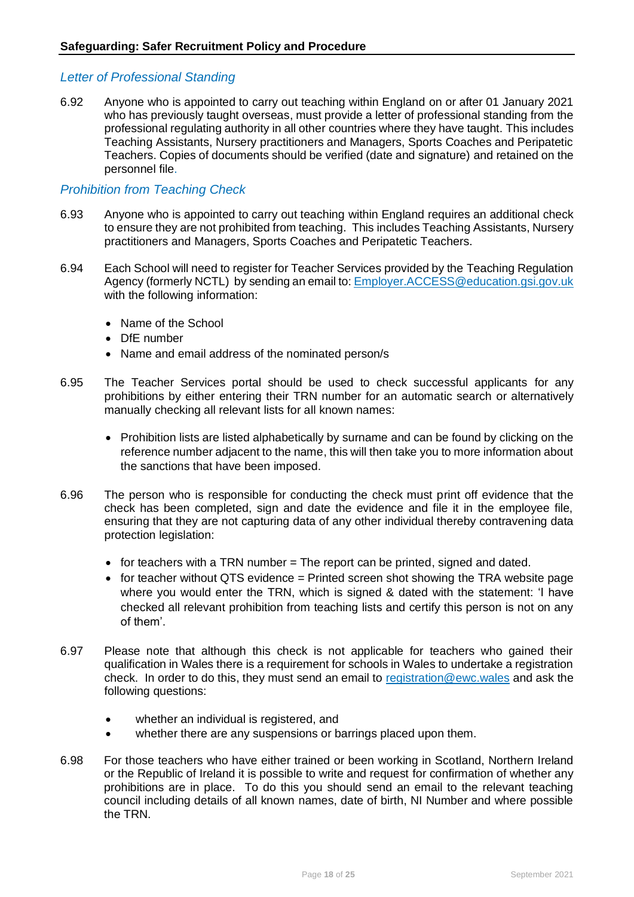### Letter of Professional Standing

6.92 Anyone who is appointed to carry out teaching within England on or after 01 January 2021 who has previously taught overseas, must provide a letter of professional standing from the professional regulating authority in all other countries where they have taught. This includes Teaching Assistants, Nursery practitioners and Managers, Sports Coaches and Peripatetic Teachers. Copies of documents should be verified (date and signature) and retained on the personnel file.

### Prohibition from Teaching Check

6.93 Anyone who is appointed to carry out teaching within England requires an additional check to ensure they are not prohibited from teaching. This includes Teaching Assistants, Nursery practitioners and Managers, Sports Coaches and Peripatetic Teachers.

6.94 Each School will need to register for Teacher Services provided by the Teaching Regulation Agency (formerly NCTL) by sending an email to: Employer.ACCESS@education.gsi.gov.uk with the following information:

- Name of the School
- DfE number
- Name and email address of the nominated person/s

6.95 The Teacher Services portal should be used to check successful applicants for any prohibitions by either entering their TRN number for an automatic search or alternatively manually checking all relevant lists for all known names:

- Prohibition lists are listed alphabetically by surname and can be found by clicking on the reference number adjacent to the name, this will then take you to more information about the sanctions that have been imposed.

6.96 The person who is responsible for conducting the check must print off evidence that the check has been completed, sign and date the evidence and file it in the employee file, ensuring that they are not capturing data of any other individual thereby contravening data protection legislation:

- for teachers with a TRN number = The report can be printed, signed and dated.
- for teacher without QTS evidence = Printed screen shot showing the TRA website page where you would enter the TRN, which is signed & dated with the statement: 'I have checked all relevant prohibition from teaching lists and certify this person is not on any of them'.

6.97 Please note that although this check is not applicable for teachers who gained their qualification in Wales there is a requirement for schools in Wales to undertake a registration check. In order to do this, they must send an email to registration@ewc.wales and ask the following questions:

- whether an individual is registered, and
- whether there are any suspensions or barrings placed upon them.

6.98 For those teachers who have either trained or been working in Scotland, Northern Ireland or the Republic of Ireland it is possible to write and request for confirmation of whether any prohibitions are in place. To do this you should send an email to the relevant teaching council including details of all known names, date of birth, NI Number and where possible the TRN.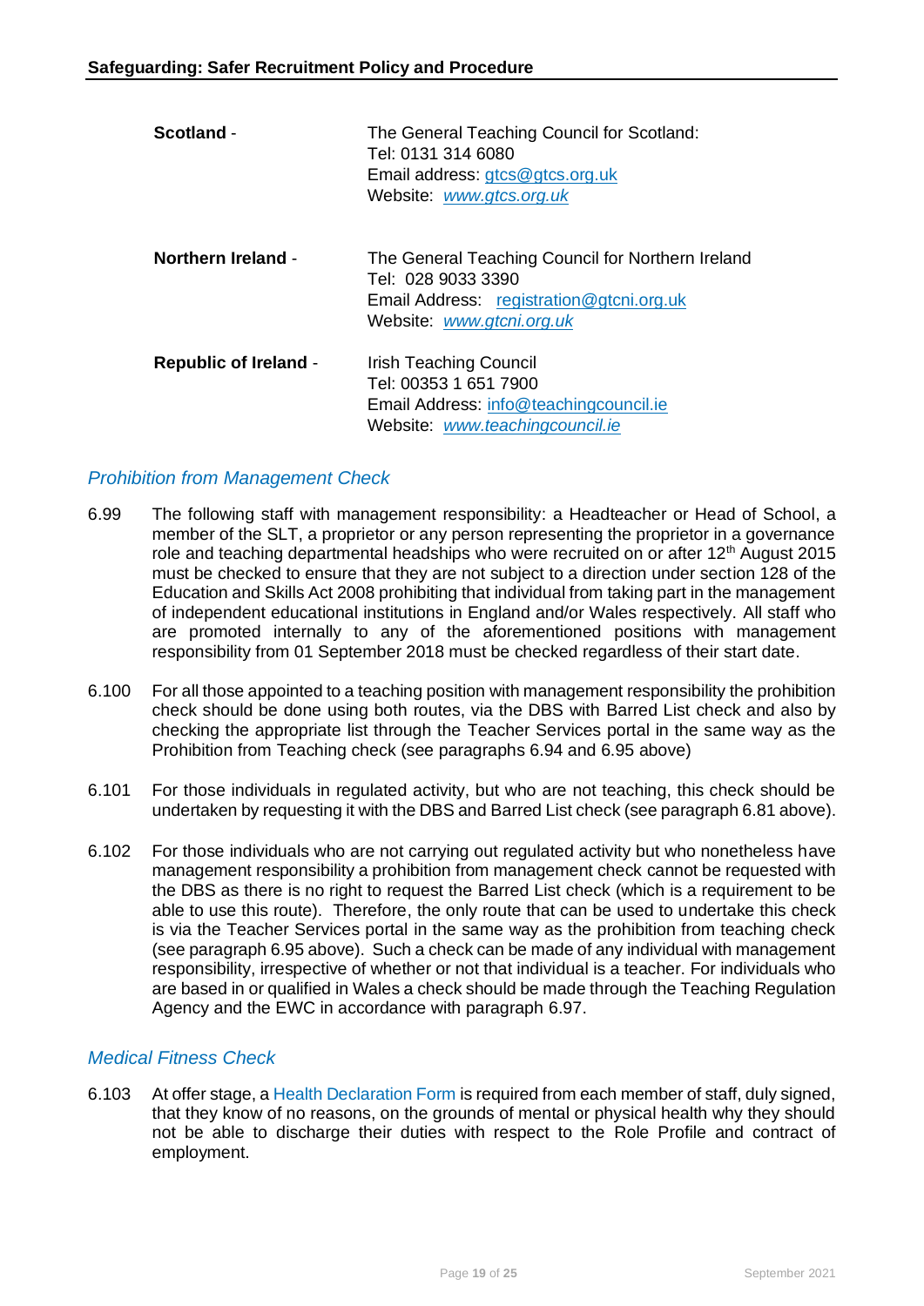**Scotland** - The General Teaching Council for Scotland:
Tel: 0131 314 6080
Email address: gtcs@gtcs.org.uk
Website: *www.gtcs.org.uk*

**Northern Ireland** - The General Teaching Council for Northern Ireland
Tel: 028 9033 3390
Email Address: registration@gtcni.org.uk
Website: *www.gtcni.org.uk*

**Republic of Ireland** - Irish Teaching Council
Tel: 00353 1 651 7900
Email Address: info@teachingcouncil.ie
Website: *www.teachingcouncil.ie*

### *Prohibition from Management Check*

6.99 The following staff with management responsibility: a Headteacher or Head of School, a member of the SLT, a proprietor or any person representing the proprietor in a governance role and teaching departmental headships who were recruited on or after 12th August 2015 must be checked to ensure that they are not subject to a direction under section 128 of the Education and Skills Act 2008 prohibiting that individual from taking part in the management of independent educational institutions in England and/or Wales respectively. All staff who are promoted internally to any of the aforementioned positions with management responsibility from 01 September 2018 must be checked regardless of their start date.

6.100 For all those appointed to a teaching position with management responsibility the prohibition check should be done using both routes, via the DBS with Barred List check and also by checking the appropriate list through the Teacher Services portal in the same way as the Prohibition from Teaching check (see paragraphs 6.94 and 6.95 above)

6.101 For those individuals in regulated activity, but who are not teaching, this check should be undertaken by requesting it with the DBS and Barred List check (see paragraph 6.81 above).

6.102 For those individuals who are not carrying out regulated activity but who nonetheless have management responsibility a prohibition from management check cannot be requested with the DBS as there is no right to request the Barred List check (which is a requirement to be able to use this route). Therefore, the only route that can be used to undertake this check is via the Teacher Services portal in the same way as the prohibition from teaching check (see paragraph 6.95 above). Such a check can be made of any individual with management responsibility, irrespective of whether or not that individual is a teacher. For individuals who are based in or qualified in Wales a check should be made through the Teaching Regulation Agency and the EWC in accordance with paragraph 6.97.

### *Medical Fitness Check*

6.103 At offer stage, a Health Declaration Form is required from each member of staff, duly signed, that they know of no reasons, on the grounds of mental or physical health why they should not be able to discharge their duties with respect to the Role Profile and contract of employment.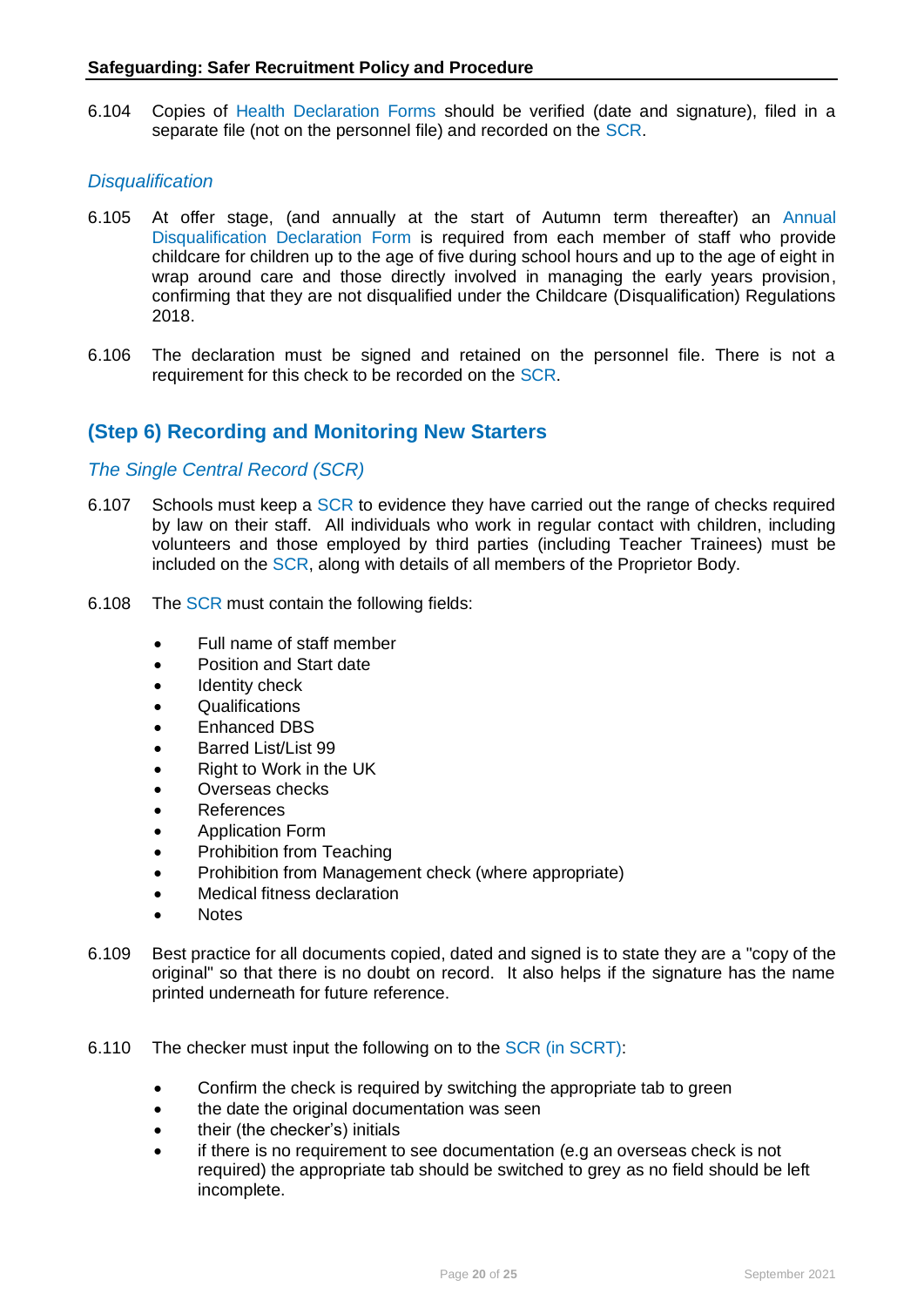6.104 Copies of Health Declaration Forms should be verified (date and signature), filed in a separate file (not on the personnel file) and recorded on the SCR.

### *Disqualification*

6.105 At offer stage, (and annually at the start of Autumn term thereafter) an Annual Disqualification Declaration Form is required from each member of staff who provide childcare for children up to the age of five during school hours and up to the age of eight in wrap around care and those directly involved in managing the early years provision, confirming that they are not disqualified under the Childcare (Disqualification) Regulations 2018.

6.106 The declaration must be signed and retained on the personnel file. There is not a requirement for this check to be recorded on the SCR.

## (Step 6) Recording and Monitoring New Starters

### *The Single Central Record (SCR)*

6.107 Schools must keep a SCR to evidence they have carried out the range of checks required by law on their staff. All individuals who work in regular contact with children, including volunteers and those employed by third parties (including Teacher Trainees) must be included on the SCR, along with details of all members of the Proprietor Body.

6.108 The SCR must contain the following fields:

- Full name of staff member
- Position and Start date
- Identity check
- Qualifications
- Enhanced DBS
- Barred List/List 99
- Right to Work in the UK
- Overseas checks
- References
- Application Form
- Prohibition from Teaching
- Prohibition from Management check (where appropriate)
- Medical fitness declaration
- Notes

6.109 Best practice for all documents copied, dated and signed is to state they are a "copy of the original" so that there is no doubt on record. It also helps if the signature has the name printed underneath for future reference.

6.110 The checker must input the following on to the SCR (in SCRT):

- Confirm the check is required by switching the appropriate tab to green
- the date the original documentation was seen
- their (the checker's) initials
- if there is no requirement to see documentation (e.g an overseas check is not required) the appropriate tab should be switched to grey as no field should be left incomplete.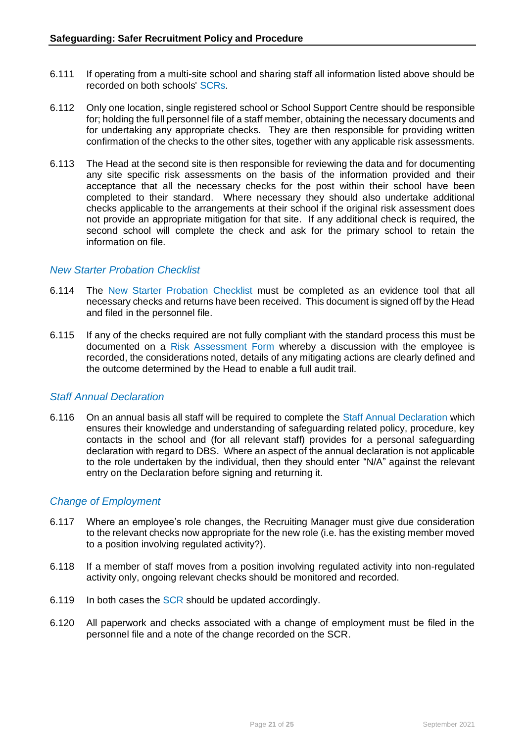6.111 If operating from a multi-site school and sharing staff all information listed above should be recorded on both schools' SCRs.

6.112 Only one location, single registered school or School Support Centre should be responsible for; holding the full personnel file of a staff member, obtaining the necessary documents and for undertaking any appropriate checks. They are then responsible for providing written confirmation of the checks to the other sites, together with any applicable risk assessments.

6.113 The Head at the second site is then responsible for reviewing the data and for documenting any site specific risk assessments on the basis of the information provided and their acceptance that all the necessary checks for the post within their school have been completed to their standard. Where necessary they should also undertake additional checks applicable to the arrangements at their school if the original risk assessment does not provide an appropriate mitigation for that site. If any additional check is required, the second school will complete the check and ask for the primary school to retain the information on file.

### *New Starter Probation Checklist*

6.114 The New Starter Probation Checklist must be completed as an evidence tool that all necessary checks and returns have been received. This document is signed off by the Head and filed in the personnel file.

6.115 If any of the checks required are not fully compliant with the standard process this must be documented on a Risk Assessment Form whereby a discussion with the employee is recorded, the considerations noted, details of any mitigating actions are clearly defined and the outcome determined by the Head to enable a full audit trail.

### *Staff Annual Declaration*

6.116 On an annual basis all staff will be required to complete the Staff Annual Declaration which ensures their knowledge and understanding of safeguarding related policy, procedure, key contacts in the school and (for all relevant staff) provides for a personal safeguarding declaration with regard to DBS. Where an aspect of the annual declaration is not applicable to the role undertaken by the individual, then they should enter "N/A" against the relevant entry on the Declaration before signing and returning it.

### *Change of Employment*

6.117 Where an employee's role changes, the Recruiting Manager must give due consideration to the relevant checks now appropriate for the new role (i.e. has the existing member moved to a position involving regulated activity?).

6.118 If a member of staff moves from a position involving regulated activity into non-regulated activity only, ongoing relevant checks should be monitored and recorded.

6.119 In both cases the SCR should be updated accordingly.

6.120 All paperwork and checks associated with a change of employment must be filed in the personnel file and a note of the change recorded on the SCR.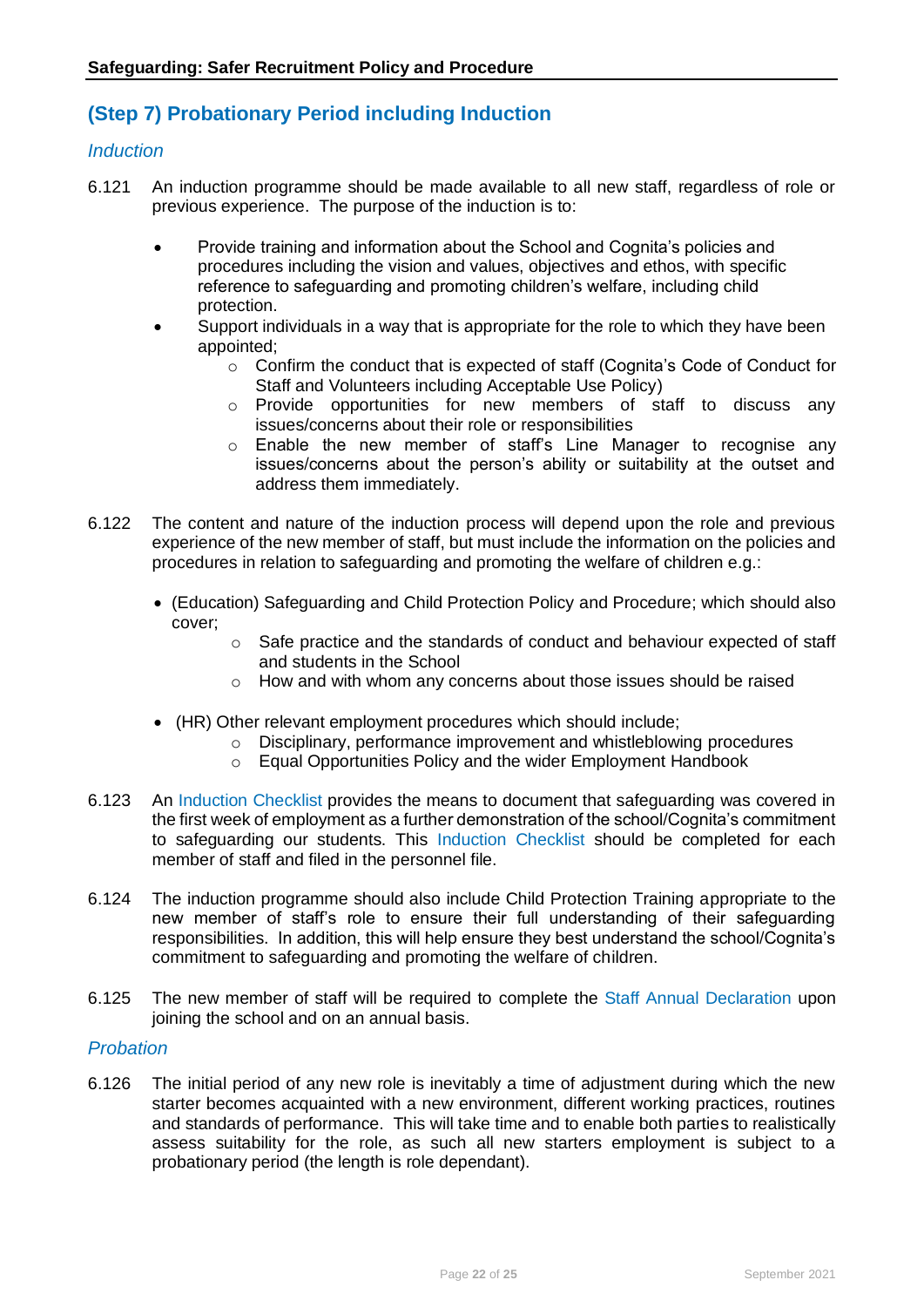## (Step 7) Probationary Period including Induction

### *Induction*

6.121 An induction programme should be made available to all new staff, regardless of role or previous experience. The purpose of the induction is to:

- Provide training and information about the School and Cognita's policies and procedures including the vision and values, objectives and ethos, with specific reference to safeguarding and promoting children's welfare, including child protection.
- Support individuals in a way that is appropriate for the role to which they have been appointed;
  - Confirm the conduct that is expected of staff (Cognita's Code of Conduct for Staff and Volunteers including Acceptable Use Policy)
  - Provide opportunities for new members of staff to discuss any issues/concerns about their role or responsibilities
  - Enable the new member of staff's Line Manager to recognise any issues/concerns about the person's ability or suitability at the outset and address them immediately.

6.122 The content and nature of the induction process will depend upon the role and previous experience of the new member of staff, but must include the information on the policies and procedures in relation to safeguarding and promoting the welfare of children e.g.:

- (Education) Safeguarding and Child Protection Policy and Procedure; which should also cover;
  - Safe practice and the standards of conduct and behaviour expected of staff and students in the School
  - How and with whom any concerns about those issues should be raised
- (HR) Other relevant employment procedures which should include;
  - Disciplinary, performance improvement and whistleblowing procedures
  - Equal Opportunities Policy and the wider Employment Handbook

6.123 An Induction Checklist provides the means to document that safeguarding was covered in the first week of employment as a further demonstration of the school/Cognita's commitment to safeguarding our students. This Induction Checklist should be completed for each member of staff and filed in the personnel file.

6.124 The induction programme should also include Child Protection Training appropriate to the new member of staff's role to ensure their full understanding of their safeguarding responsibilities. In addition, this will help ensure they best understand the school/Cognita's commitment to safeguarding and promoting the welfare of children.

6.125 The new member of staff will be required to complete the Staff Annual Declaration upon joining the school and on an annual basis.

### *Probation*

6.126 The initial period of any new role is inevitably a time of adjustment during which the new starter becomes acquainted with a new environment, different working practices, routines and standards of performance. This will take time and to enable both parties to realistically assess suitability for the role, as such all new starters employment is subject to a probationary period (the length is role dependant).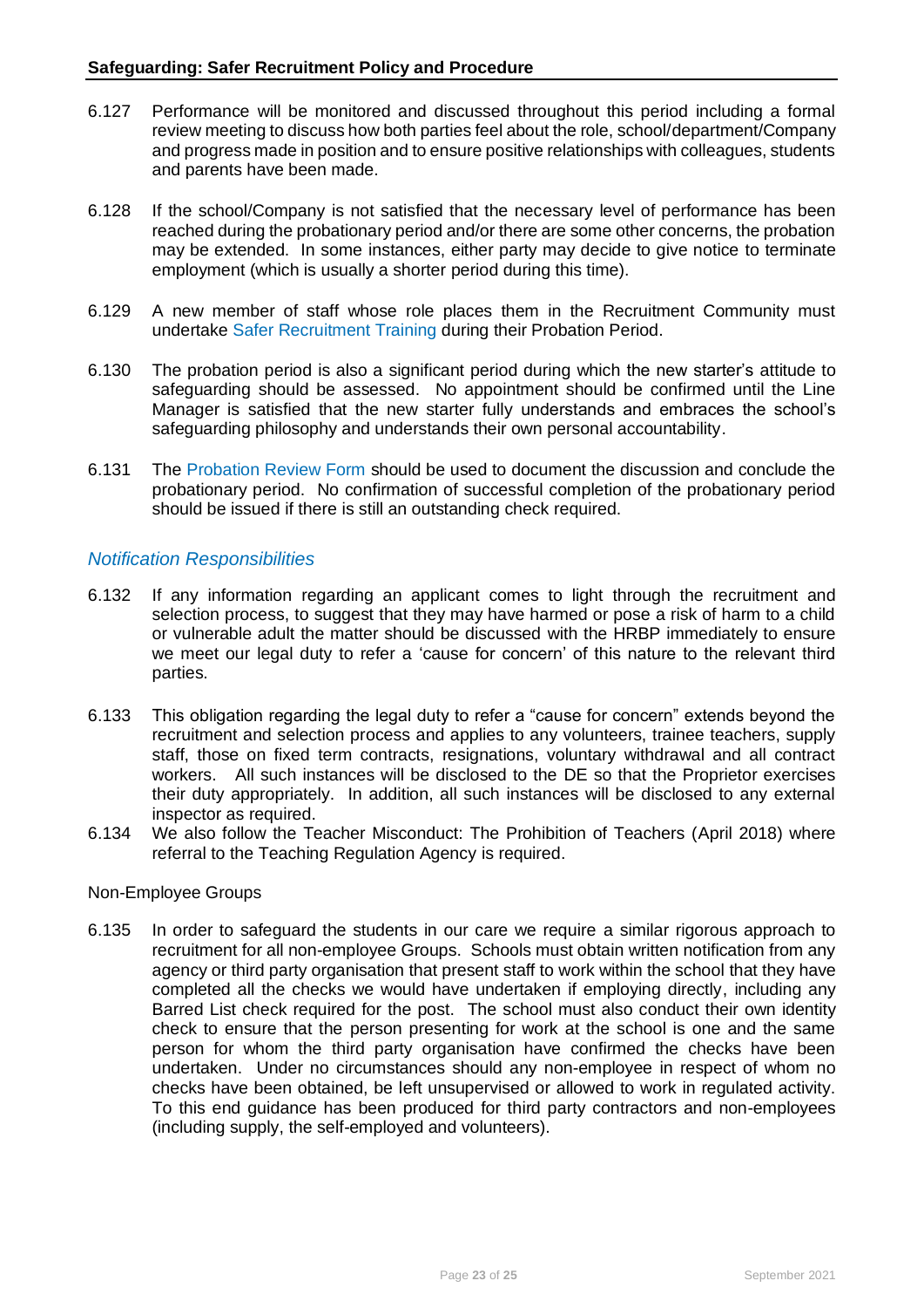6.127 Performance will be monitored and discussed throughout this period including a formal review meeting to discuss how both parties feel about the role, school/department/Company and progress made in position and to ensure positive relationships with colleagues, students and parents have been made.

6.128 If the school/Company is not satisfied that the necessary level of performance has been reached during the probationary period and/or there are some other concerns, the probation may be extended. In some instances, either party may decide to give notice to terminate employment (which is usually a shorter period during this time).

6.129 A new member of staff whose role places them in the Recruitment Community must undertake Safer Recruitment Training during their Probation Period.

6.130 The probation period is also a significant period during which the new starter's attitude to safeguarding should be assessed. No appointment should be confirmed until the Line Manager is satisfied that the new starter fully understands and embraces the school's safeguarding philosophy and understands their own personal accountability.

6.131 The Probation Review Form should be used to document the discussion and conclude the probationary period. No confirmation of successful completion of the probationary period should be issued if there is still an outstanding check required.

### *Notification Responsibilities*

6.132 If any information regarding an applicant comes to light through the recruitment and selection process, to suggest that they may have harmed or pose a risk of harm to a child or vulnerable adult the matter should be discussed with the HRBP immediately to ensure we meet our legal duty to refer a 'cause for concern' of this nature to the relevant third parties.

6.133 This obligation regarding the legal duty to refer a "cause for concern" extends beyond the recruitment and selection process and applies to any volunteers, trainee teachers, supply staff, those on fixed term contracts, resignations, voluntary withdrawal and all contract workers. All such instances will be disclosed to the DE so that the Proprietor exercises their duty appropriately. In addition, all such instances will be disclosed to any external inspector as required.

6.134 We also follow the Teacher Misconduct: The Prohibition of Teachers (April 2018) where referral to the Teaching Regulation Agency is required.

Non-Employee Groups

6.135 In order to safeguard the students in our care we require a similar rigorous approach to recruitment for all non-employee Groups. Schools must obtain written notification from any agency or third party organisation that present staff to work within the school that they have completed all the checks we would have undertaken if employing directly, including any Barred List check required for the post. The school must also conduct their own identity check to ensure that the person presenting for work at the school is one and the same person for whom the third party organisation have confirmed the checks have been undertaken. Under no circumstances should any non-employee in respect of whom no checks have been obtained, be left unsupervised or allowed to work in regulated activity. To this end guidance has been produced for third party contractors and non-employees (including supply, the self-employed and volunteers).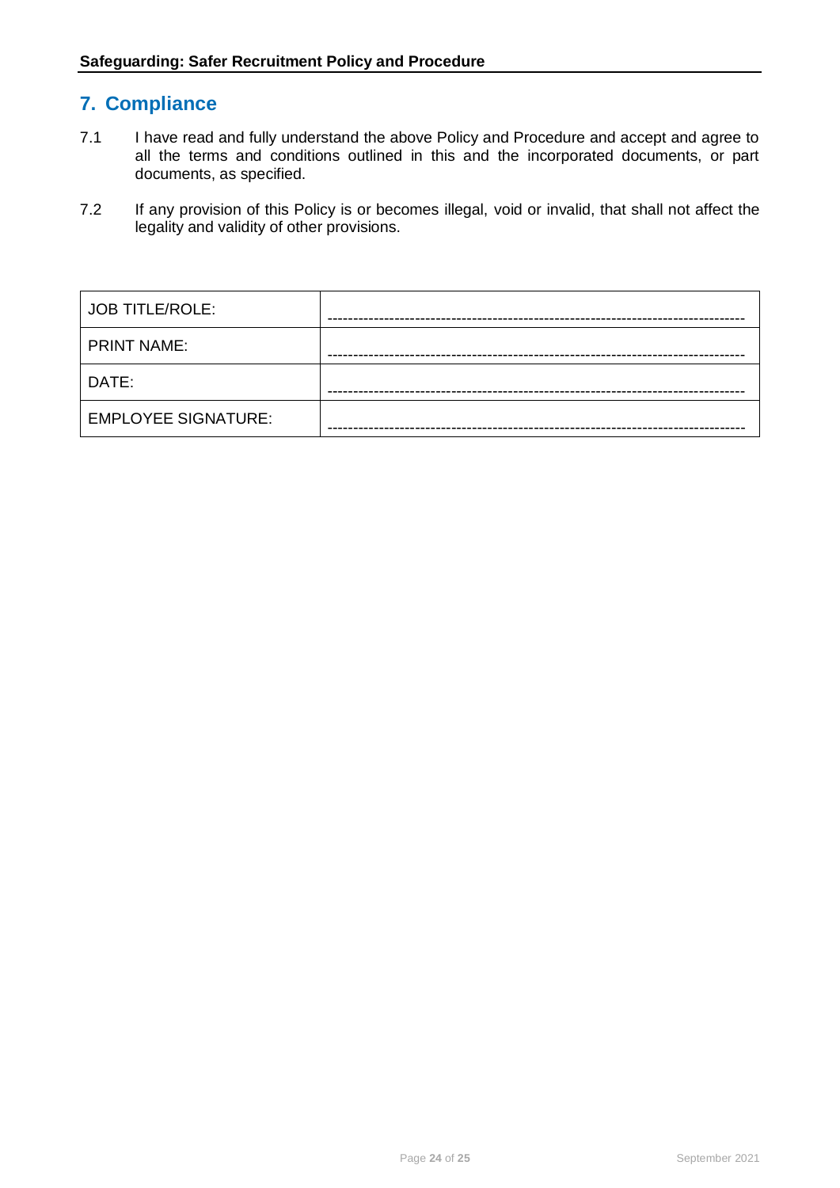## 7. Compliance

7.1 I have read and fully understand the above Policy and Procedure and accept and agree to all the terms and conditions outlined in this and the incorporated documents, or part documents, as specified.

7.2 If any provision of this Policy is or becomes illegal, void or invalid, that shall not affect the legality and validity of other provisions.

| JOB TITLE/ROLE: | -------------------------------------------------------------------------------- |
|---|---|
| PRINT NAME: | -------------------------------------------------------------------------------- |
| DATE: | -------------------------------------------------------------------------------- |
| EMPLOYEE SIGNATURE: | -------------------------------------------------------------------------------- |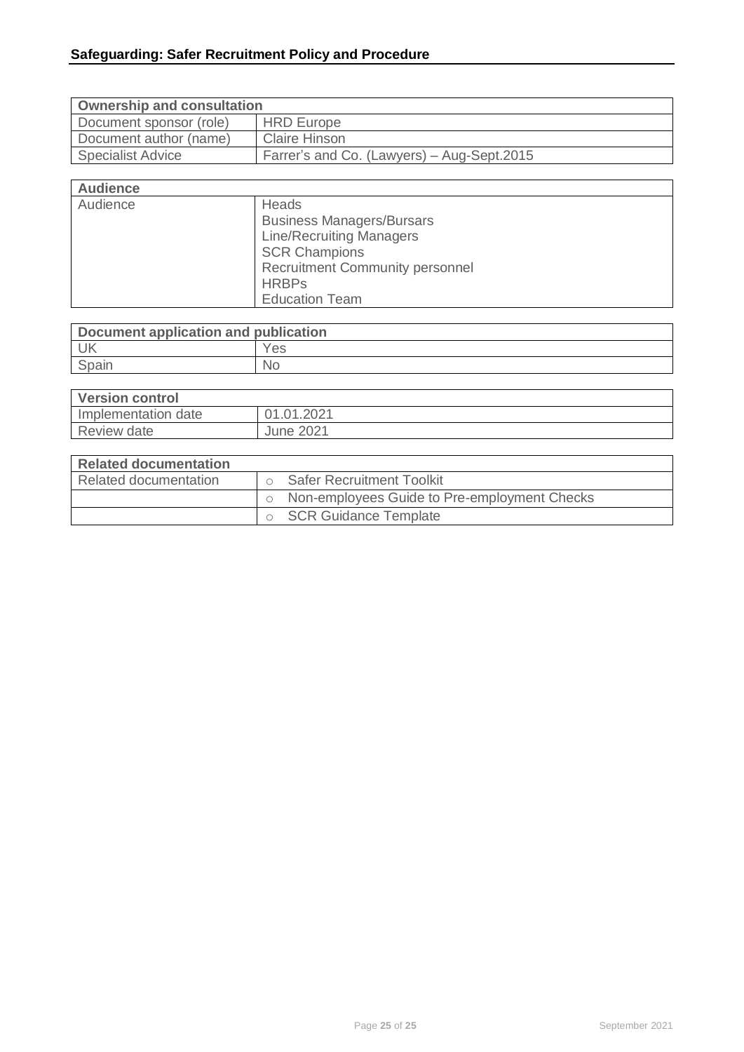| Ownership and consultation | |
|---|---|
| Document sponsor (role) | HRD Europe |
| Document author (name) | Claire Hinson |
| Specialist Advice | Farrer's and Co. (Lawyers) – Aug-Sept.2015 |

| Audience | |
|---|---|
| Audience | Heads<br>Business Managers/Bursars<br>Line/Recruiting Managers<br>SCR Champions<br>Recruitment Community personnel<br>HRBPs<br>Education Team |

| Document application and publication | |
|---|---|
| UK | Yes |
| Spain | No |

| Version control | |
|---|---|
| Implementation date | 01.01.2021 |
| Review date | June 2021 |

| Related documentation | |
|---|---|
| Related documentation | ○ Safer Recruitment Toolkit |
| | ○ Non-employees Guide to Pre-employment Checks |
| | ○ SCR Guidance Template |